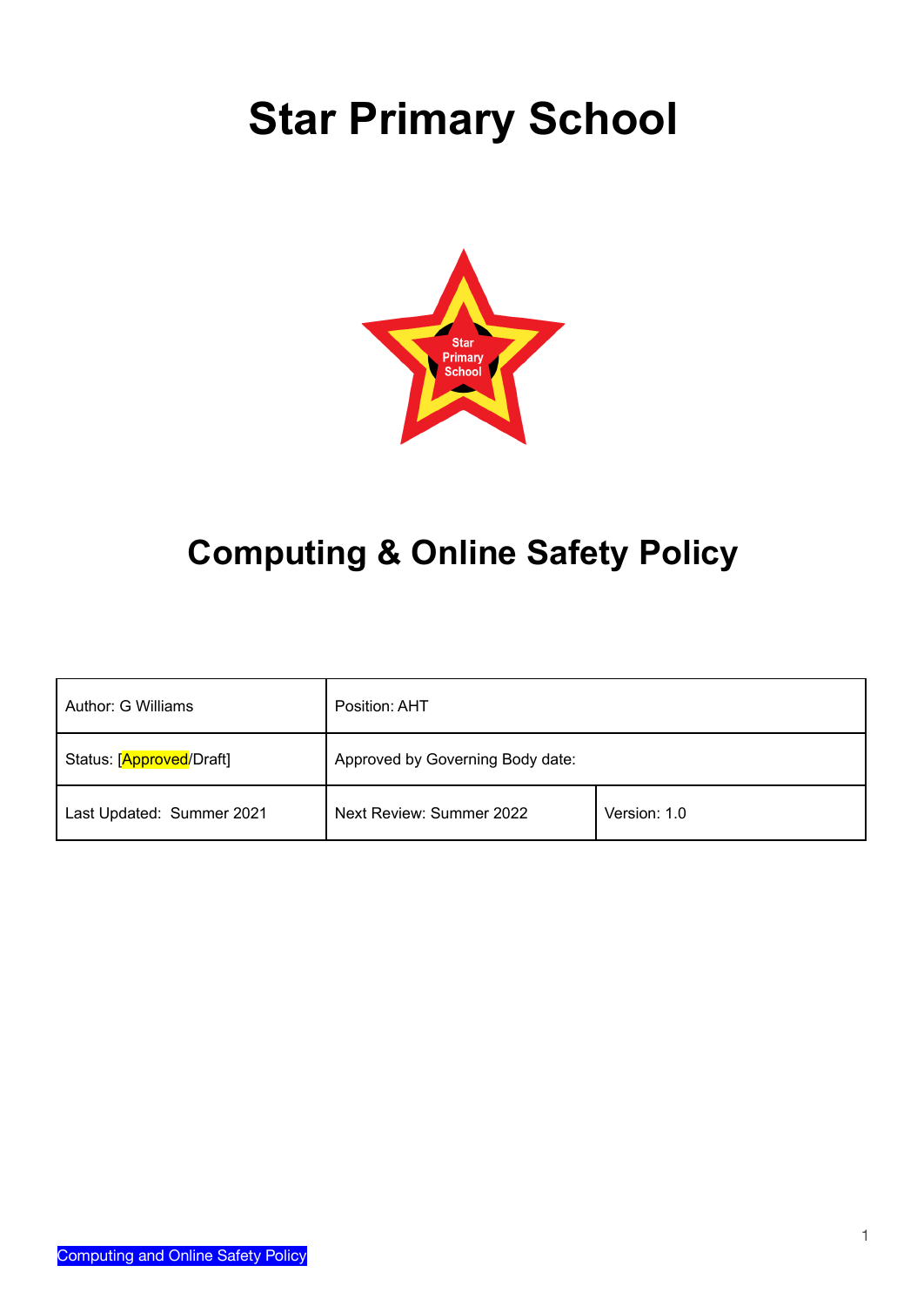# Star Primary School

## Computing & Online Safety Policy

| Author: G Williams | Position: AHT | |
|---|---|---|
| Status: [Approved/Draft] | Approved by Governing Body date: | |
| Last Updated: Summer 2021 | Next Review: Summer 2022 | Version: 1.0 |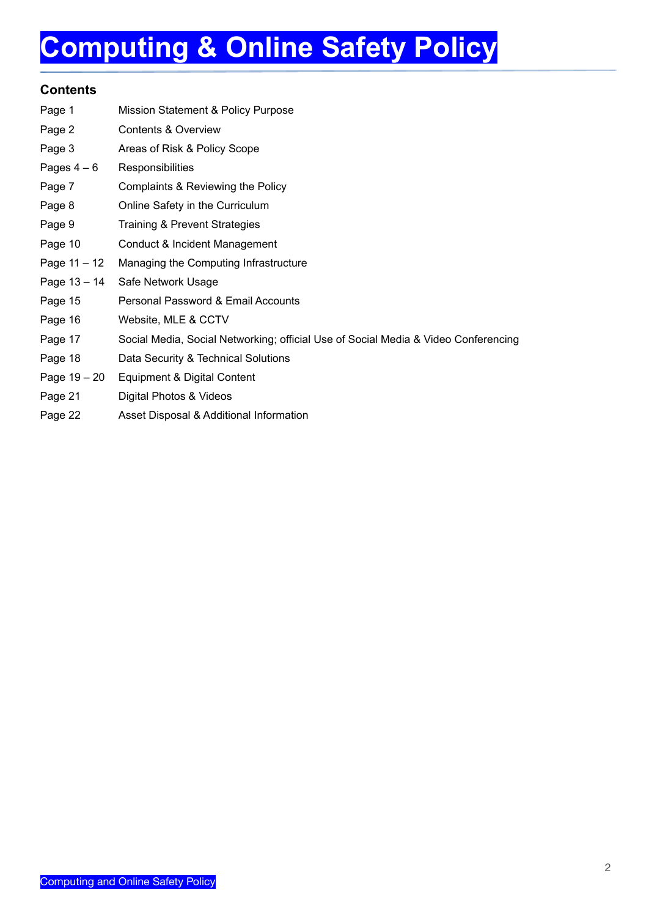# Computing & Online Safety Policy

## Contents

| | |
|---|---|
| Page 1 | Mission Statement & Policy Purpose |
| Page 2 | Contents & Overview |
| Page 3 | Areas of Risk & Policy Scope |
| Pages 4 – 6 | Responsibilities |
| Page 7 | Complaints & Reviewing the Policy |
| Page 8 | Online Safety in the Curriculum |
| Page 9 | Training & Prevent Strategies |
| Page 10 | Conduct & Incident Management |
| Page 11 – 12 | Managing the Computing Infrastructure |
| Page 13 – 14 | Safe Network Usage |
| Page 15 | Personal Password & Email Accounts |
| Page 16 | Website, MLE & CCTV |
| Page 17 | Social Media, Social Networking; official Use of Social Media & Video Conferencing |
| Page 18 | Data Security & Technical Solutions |
| Page 19 – 20 | Equipment & Digital Content |
| Page 21 | Digital Photos & Videos |
| Page 22 | Asset Disposal & Additional Information |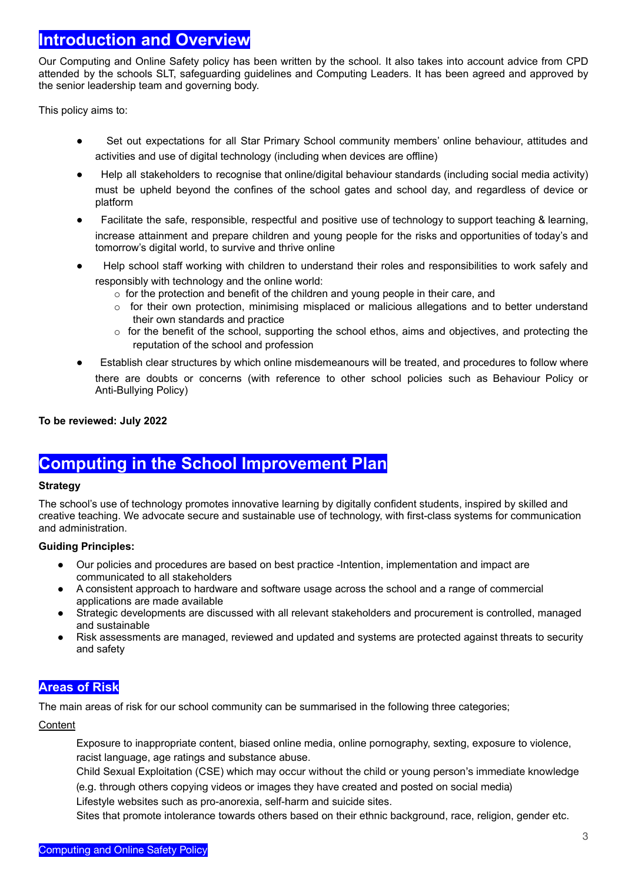## Introduction and Overview

Our Computing and Online Safety policy has been written by the school. It also takes into account advice from CPD attended by the schools SLT, safeguarding guidelines and Computing Leaders. It has been agreed and approved by the senior leadership team and governing body.

This policy aims to:

- Set out expectations for all Star Primary School community members' online behaviour, attitudes and activities and use of digital technology (including when devices are offline)
- Help all stakeholders to recognise that online/digital behaviour standards (including social media activity) must be upheld beyond the confines of the school gates and school day, and regardless of device or platform
- Facilitate the safe, responsible, respectful and positive use of technology to support teaching & learning, increase attainment and prepare children and young people for the risks and opportunities of today's and tomorrow's digital world, to survive and thrive online
- Help school staff working with children to understand their roles and responsibilities to work safely and responsibly with technology and the online world:
  - for the protection and benefit of the children and young people in their care, and
  - for their own protection, minimising misplaced or malicious allegations and to better understand their own standards and practice
  - for the benefit of the school, supporting the school ethos, aims and objectives, and protecting the reputation of the school and profession
- Establish clear structures by which online misdemeanours will be treated, and procedures to follow where there are doubts or concerns (with reference to other school policies such as Behaviour Policy or Anti-Bullying Policy)

**To be reviewed: July 2022**

## Computing in the School Improvement Plan

**Strategy**

The school's use of technology promotes innovative learning by digitally confident students, inspired by skilled and creative teaching. We advocate secure and sustainable use of technology, with first-class systems for communication and administration.

**Guiding Principles:**

- Our policies and procedures are based on best practice -Intention, implementation and impact are communicated to all stakeholders
- A consistent approach to hardware and software usage across the school and a range of commercial applications are made available
- Strategic developments are discussed with all relevant stakeholders and procurement is controlled, managed and sustainable
- Risk assessments are managed, reviewed and updated and systems are protected against threats to security and safety

### Areas of Risk

The main areas of risk for our school community can be summarised in the following three categories;

Content

Exposure to inappropriate content, biased online media, online pornography, sexting, exposure to violence, racist language, age ratings and substance abuse.

Child Sexual Exploitation (CSE) which may occur without the child or young person's immediate knowledge (e.g. through others copying videos or images they have created and posted on social media)

Lifestyle websites such as pro-anorexia, self-harm and suicide sites.

Sites that promote intolerance towards others based on their ethnic background, race, religion, gender etc.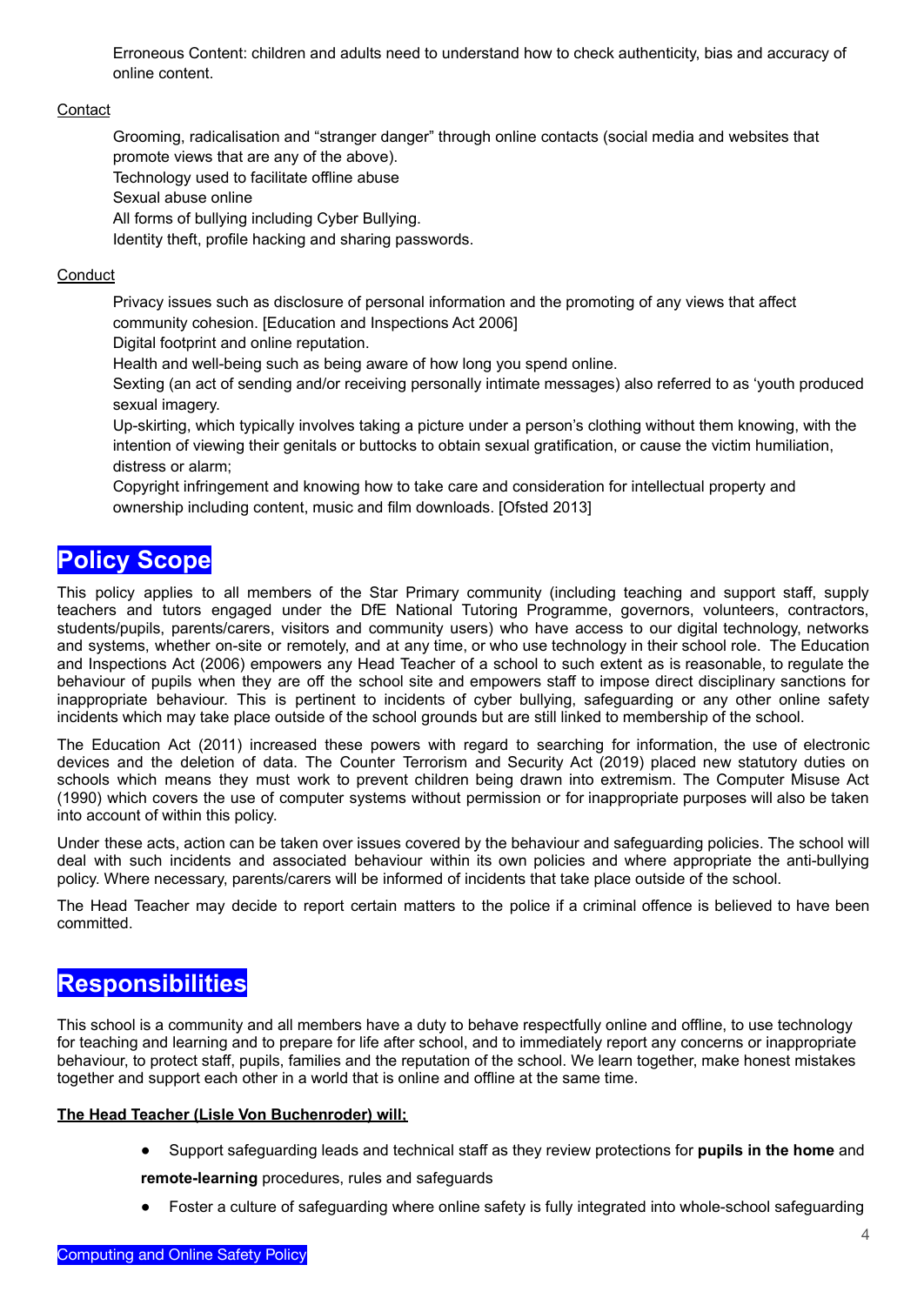Erroneous Content: children and adults need to understand how to check authenticity, bias and accuracy of online content.

Contact

Grooming, radicalisation and "stranger danger" through online contacts (social media and websites that promote views that are any of the above).
Technology used to facilitate offline abuse
Sexual abuse online
All forms of bullying including Cyber Bullying.
Identity theft, profile hacking and sharing passwords.

Conduct

Privacy issues such as disclosure of personal information and the promoting of any views that affect community cohesion. [Education and Inspections Act 2006]
Digital footprint and online reputation.
Health and well-being such as being aware of how long you spend online.
Sexting (an act of sending and/or receiving personally intimate messages) also referred to as 'youth produced sexual imagery.
Up-skirting, which typically involves taking a picture under a person's clothing without them knowing, with the intention of viewing their genitals or buttocks to obtain sexual gratification, or cause the victim humiliation, distress or alarm;
Copyright infringement and knowing how to take care and consideration for intellectual property and ownership including content, music and film downloads. [Ofsted 2013]

# Policy Scope

This policy applies to all members of the Star Primary community (including teaching and support staff, supply teachers and tutors engaged under the DfE National Tutoring Programme, governors, volunteers, contractors, students/pupils, parents/carers, visitors and community users) who have access to our digital technology, networks and systems, whether on-site or remotely, and at any time, or who use technology in their school role. The Education and Inspections Act (2006) empowers any Head Teacher of a school to such extent as is reasonable, to regulate the behaviour of pupils when they are off the school site and empowers staff to impose direct disciplinary sanctions for inappropriate behaviour. This is pertinent to incidents of cyber bullying, safeguarding or any other online safety incidents which may take place outside of the school grounds but are still linked to membership of the school.

The Education Act (2011) increased these powers with regard to searching for information, the use of electronic devices and the deletion of data. The Counter Terrorism and Security Act (2019) placed new statutory duties on schools which means they must work to prevent children being drawn into extremism. The Computer Misuse Act (1990) which covers the use of computer systems without permission or for inappropriate purposes will also be taken into account of within this policy.

Under these acts, action can be taken over issues covered by the behaviour and safeguarding policies. The school will deal with such incidents and associated behaviour within its own policies and where appropriate the anti-bullying policy. Where necessary, parents/carers will be informed of incidents that take place outside of the school.

The Head Teacher may decide to report certain matters to the police if a criminal offence is believed to have been committed.

# Responsibilities

This school is a community and all members have a duty to behave respectfully online and offline, to use technology for teaching and learning and to prepare for life after school, and to immediately report any concerns or inappropriate behaviour, to protect staff, pupils, families and the reputation of the school. We learn together, make honest mistakes together and support each other in a world that is online and offline at the same time.

**The Head Teacher (Lisle Von Buchenroder) will;**

- Support safeguarding leads and technical staff as they review protections for **pupils in the home** and **remote-learning** procedures, rules and safeguards
- Foster a culture of safeguarding where online safety is fully integrated into whole-school safeguarding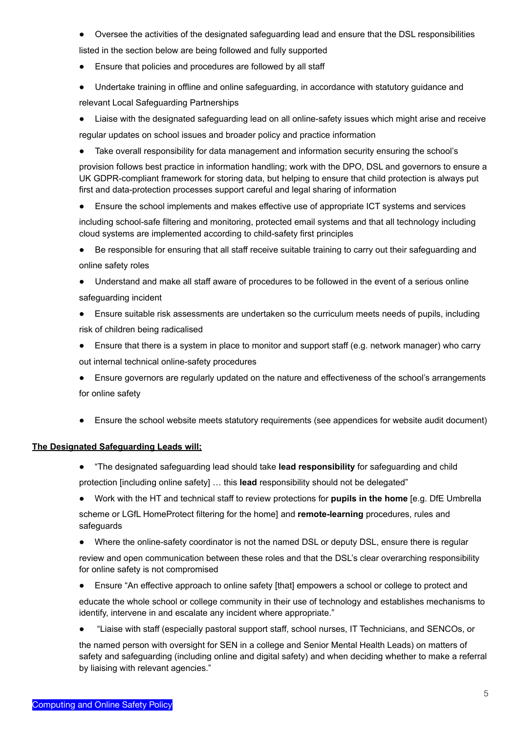- Oversee the activities of the designated safeguarding lead and ensure that the DSL responsibilities listed in the section below are being followed and fully supported
- Ensure that policies and procedures are followed by all staff
- Undertake training in offline and online safeguarding, in accordance with statutory guidance and relevant Local Safeguarding Partnerships
- Liaise with the designated safeguarding lead on all online-safety issues which might arise and receive regular updates on school issues and broader policy and practice information
- Take overall responsibility for data management and information security ensuring the school's provision follows best practice in information handling; work with the DPO, DSL and governors to ensure a UK GDPR-compliant framework for storing data, but helping to ensure that child protection is always put first and data-protection processes support careful and legal sharing of information
- Ensure the school implements and makes effective use of appropriate ICT systems and services including school-safe filtering and monitoring, protected email systems and that all technology including cloud systems are implemented according to child-safety first principles
- Be responsible for ensuring that all staff receive suitable training to carry out their safeguarding and online safety roles
- Understand and make all staff aware of procedures to be followed in the event of a serious online safeguarding incident
- Ensure suitable risk assessments are undertaken so the curriculum meets needs of pupils, including risk of children being radicalised
- Ensure that there is a system in place to monitor and support staff (e.g. network manager) who carry out internal technical online-safety procedures
- Ensure governors are regularly updated on the nature and effectiveness of the school's arrangements for online safety
- Ensure the school website meets statutory requirements (see appendices for website audit document)

**The Designated Safeguarding Leads will;**

- "The designated safeguarding lead should take **lead responsibility** for safeguarding and child protection [including online safety] … this **lead** responsibility should not be delegated"
- Work with the HT and technical staff to review protections for **pupils in the home** [e.g. DfE Umbrella scheme or LGfL HomeProtect filtering for the home] and **remote-learning** procedures, rules and safeguards
- Where the online-safety coordinator is not the named DSL or deputy DSL, ensure there is regular review and open communication between these roles and that the DSL's clear overarching responsibility for online safety is not compromised
- Ensure "An effective approach to online safety [that] empowers a school or college to protect and educate the whole school or college community in their use of technology and establishes mechanisms to identify, intervene in and escalate any incident where appropriate."
- "Liaise with staff (especially pastoral support staff, school nurses, IT Technicians, and SENCOs, or the named person with oversight for SEN in a college and Senior Mental Health Leads) on matters of safety and safeguarding (including online and digital safety) and when deciding whether to make a referral by liaising with relevant agencies."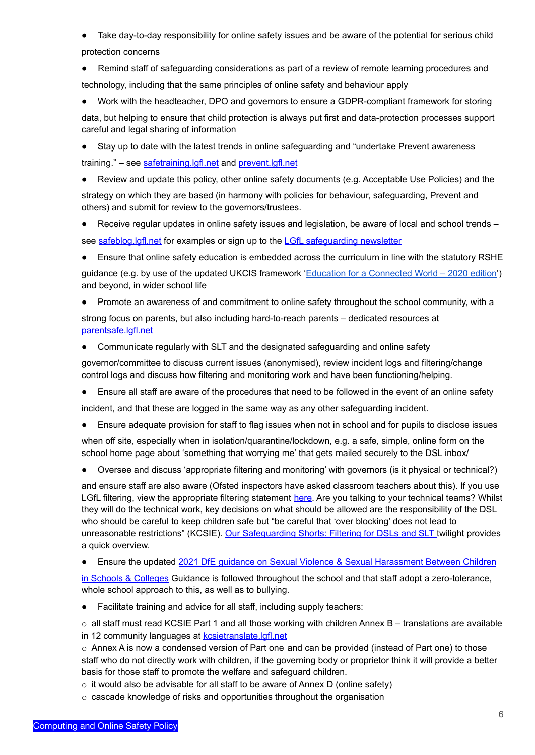- Take day-to-day responsibility for online safety issues and be aware of the potential for serious child protection concerns
- Remind staff of safeguarding considerations as part of a review of remote learning procedures and technology, including that the same principles of online safety and behaviour apply
- Work with the headteacher, DPO and governors to ensure a GDPR-compliant framework for storing data, but helping to ensure that child protection is always put first and data-protection processes support careful and legal sharing of information
- Stay up to date with the latest trends in online safeguarding and "undertake Prevent awareness training." – see safetraining.lgfl.net and prevent.lgfl.net
- Review and update this policy, other online safety documents (e.g. Acceptable Use Policies) and the strategy on which they are based (in harmony with policies for behaviour, safeguarding, Prevent and others) and submit for review to the governors/trustees.
- Receive regular updates in online safety issues and legislation, be aware of local and school trends – see safeblog.lgfl.net for examples or sign up to the LGfL safeguarding newsletter
- Ensure that online safety education is embedded across the curriculum in line with the statutory RSHE guidance (e.g. by use of the updated UKCIS framework 'Education for a Connected World – 2020 edition') and beyond, in wider school life
- Promote an awareness of and commitment to online safety throughout the school community, with a strong focus on parents, but also including hard-to-reach parents – dedicated resources at parentsafe.lgfl.net
- Communicate regularly with SLT and the designated safeguarding and online safety governor/committee to discuss current issues (anonymised), review incident logs and filtering/change control logs and discuss how filtering and monitoring work and have been functioning/helping.
- Ensure all staff are aware of the procedures that need to be followed in the event of an online safety incident, and that these are logged in the same way as any other safeguarding incident.
- Ensure adequate provision for staff to flag issues when not in school and for pupils to disclose issues when off site, especially when in isolation/quarantine/lockdown, e.g. a safe, simple, online form on the school home page about 'something that worrying me' that gets mailed securely to the DSL inbox/
- Oversee and discuss 'appropriate filtering and monitoring' with governors (is it physical or technical?) and ensure staff are also aware (Ofsted inspectors have asked classroom teachers about this). If you use LGfL filtering, view the appropriate filtering statement here. Are you talking to your technical teams? Whilst they will do the technical work, key decisions on what should be allowed are the responsibility of the DSL who should be careful to keep children safe but "be careful that 'over blocking' does not lead to unreasonable restrictions" (KCSIE). Our Safeguarding Shorts: Filtering for DSLs and SLT twilight provides a quick overview.
- Ensure the updated 2021 DfE guidance on Sexual Violence & Sexual Harassment Between Children in Schools & Colleges Guidance is followed throughout the school and that staff adopt a zero-tolerance, whole school approach to this, as well as to bullying.
- Facilitate training and advice for all staff, including supply teachers:
  - all staff must read KCSIE Part 1 and all those working with children Annex B – translations are available in 12 community languages at kcsietranslate.lgfl.net
  - Annex A is now a condensed version of Part one and can be provided (instead of Part one) to those staff who do not directly work with children, if the governing body or proprietor think it will provide a better basis for those staff to promote the welfare and safeguard children.
  - it would also be advisable for all staff to be aware of Annex D (online safety)
  - cascade knowledge of risks and opportunities throughout the organisation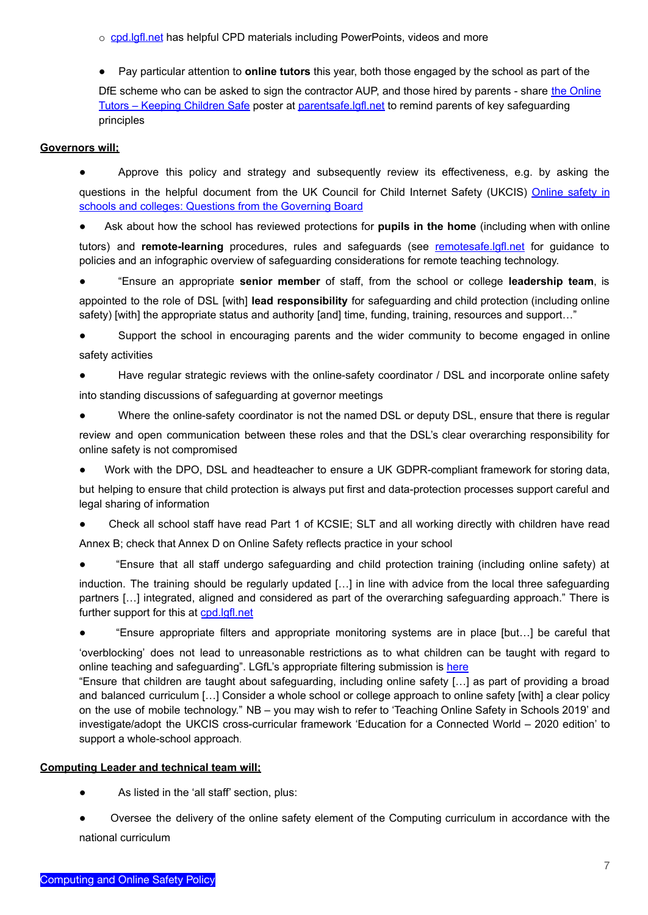- cpd.lgfl.net has helpful CPD materials including PowerPoints, videos and more

- Pay particular attention to **online tutors** this year, both those engaged by the school as part of the DfE scheme who can be asked to sign the contractor AUP, and those hired by parents - share the Online Tutors – Keeping Children Safe poster at parentsafe.lgfl.net to remind parents of key safeguarding principles

**Governors will;**

- Approve this policy and strategy and subsequently review its effectiveness, e.g. by asking the questions in the helpful document from the UK Council for Child Internet Safety (UKCIS) Online safety in schools and colleges: Questions from the Governing Board
- Ask about how the school has reviewed protections for **pupils in the home** (including when with online tutors) and **remote-learning** procedures, rules and safeguards (see remotesafe.lgfl.net for guidance to policies and an infographic overview of safeguarding considerations for remote teaching technology.
- "Ensure an appropriate **senior member** of staff, from the school or college **leadership team**, is appointed to the role of DSL [with] **lead responsibility** for safeguarding and child protection (including online safety) [with] the appropriate status and authority [and] time, funding, training, resources and support…"
- Support the school in encouraging parents and the wider community to become engaged in online safety activities
- Have regular strategic reviews with the online-safety coordinator / DSL and incorporate online safety into standing discussions of safeguarding at governor meetings
- Where the online-safety coordinator is not the named DSL or deputy DSL, ensure that there is regular review and open communication between these roles and that the DSL's clear overarching responsibility for online safety is not compromised
- Work with the DPO, DSL and headteacher to ensure a UK GDPR-compliant framework for storing data, but helping to ensure that child protection is always put first and data-protection processes support careful and legal sharing of information
- Check all school staff have read Part 1 of KCSIE; SLT and all working directly with children have read Annex B; check that Annex D on Online Safety reflects practice in your school
- "Ensure that all staff undergo safeguarding and child protection training (including online safety) at induction. The training should be regularly updated […] in line with advice from the local three safeguarding partners […] integrated, aligned and considered as part of the overarching safeguarding approach." There is further support for this at cpd.lgfl.net
- "Ensure appropriate filters and appropriate monitoring systems are in place [but…] be careful that 'overblocking' does not lead to unreasonable restrictions as to what children can be taught with regard to online teaching and safeguarding". LGfL's appropriate filtering submission is here
"Ensure that children are taught about safeguarding, including online safety […] as part of providing a broad and balanced curriculum […] Consider a whole school or college approach to online safety [with] a clear policy on the use of mobile technology." NB – you may wish to refer to 'Teaching Online Safety in Schools 2019' and investigate/adopt the UKCIS cross-curricular framework 'Education for a Connected World – 2020 edition' to support a whole-school approach.

**Computing Leader and technical team will;**

- As listed in the 'all staff' section, plus:
- Oversee the delivery of the online safety element of the Computing curriculum in accordance with the national curriculum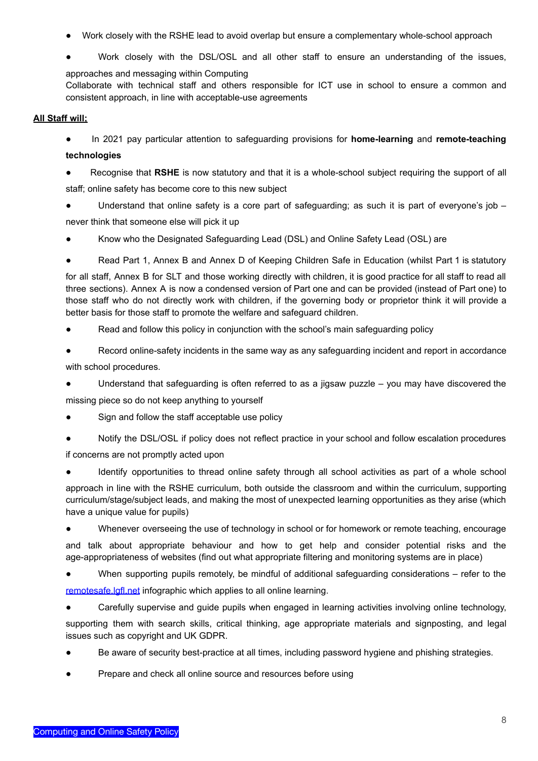- Work closely with the RSHE lead to avoid overlap but ensure a complementary whole-school approach
- Work closely with the DSL/OSL and all other staff to ensure an understanding of the issues, approaches and messaging within Computing

Collaborate with technical staff and others responsible for ICT use in school to ensure a common and consistent approach, in line with acceptable-use agreements

**All Staff will:**

- In 2021 pay particular attention to safeguarding provisions for **home-learning** and **remote-teaching technologies**
- Recognise that **RSHE** is now statutory and that it is a whole-school subject requiring the support of all staff; online safety has become core to this new subject
- Understand that online safety is a core part of safeguarding; as such it is part of everyone's job – never think that someone else will pick it up
- Know who the Designated Safeguarding Lead (DSL) and Online Safety Lead (OSL) are
- Read Part 1, Annex B and Annex D of Keeping Children Safe in Education (whilst Part 1 is statutory for all staff, Annex B for SLT and those working directly with children, it is good practice for all staff to read all three sections). Annex A is now a condensed version of Part one and can be provided (instead of Part one) to those staff who do not directly work with children, if the governing body or proprietor think it will provide a better basis for those staff to promote the welfare and safeguard children.
- Read and follow this policy in conjunction with the school's main safeguarding policy
- Record online-safety incidents in the same way as any safeguarding incident and report in accordance with school procedures.
- Understand that safeguarding is often referred to as a jigsaw puzzle – you may have discovered the missing piece so do not keep anything to yourself
- Sign and follow the staff acceptable use policy
- Notify the DSL/OSL if policy does not reflect practice in your school and follow escalation procedures if concerns are not promptly acted upon
- Identify opportunities to thread online safety through all school activities as part of a whole school approach in line with the RSHE curriculum, both outside the classroom and within the curriculum, supporting curriculum/stage/subject leads, and making the most of unexpected learning opportunities as they arise (which have a unique value for pupils)
- Whenever overseeing the use of technology in school or for homework or remote teaching, encourage and talk about appropriate behaviour and how to get help and consider potential risks and the age-appropriateness of websites (find out what appropriate filtering and monitoring systems are in place)
- When supporting pupils remotely, be mindful of additional safeguarding considerations – refer to the [remotesafe.lgfl.net](remotesafe.lgfl.net) infographic which applies to all online learning.
- Carefully supervise and guide pupils when engaged in learning activities involving online technology, supporting them with search skills, critical thinking, age appropriate materials and signposting, and legal issues such as copyright and UK GDPR.
- Be aware of security best-practice at all times, including password hygiene and phishing strategies.
- Prepare and check all online source and resources before using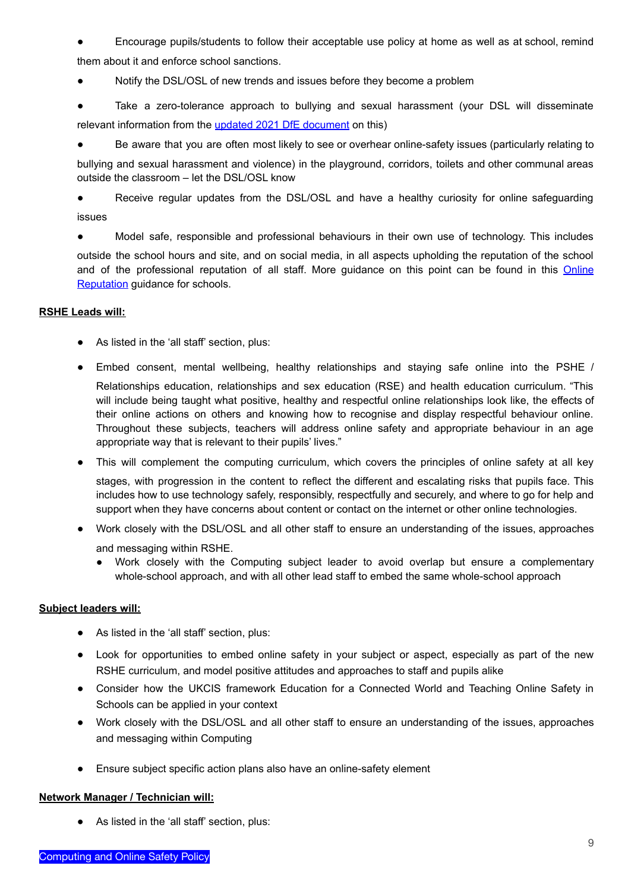- Encourage pupils/students to follow their acceptable use policy at home as well as at school, remind them about it and enforce school sanctions.
- Notify the DSL/OSL of new trends and issues before they become a problem
- Take a zero-tolerance approach to bullying and sexual harassment (your DSL will disseminate relevant information from the updated 2021 DfE document on this)
- Be aware that you are often most likely to see or overhear online-safety issues (particularly relating to bullying and sexual harassment and violence) in the playground, corridors, toilets and other communal areas outside the classroom – let the DSL/OSL know
- Receive regular updates from the DSL/OSL and have a healthy curiosity for online safeguarding issues
- Model safe, responsible and professional behaviours in their own use of technology. This includes outside the school hours and site, and on social media, in all aspects upholding the reputation of the school and of the professional reputation of all staff. More guidance on this point can be found in this Online Reputation guidance for schools.

**RSHE Leads will:**

- As listed in the 'all staff' section, plus:
- Embed consent, mental wellbeing, healthy relationships and staying safe online into the PSHE / Relationships education, relationships and sex education (RSE) and health education curriculum. "This will include being taught what positive, healthy and respectful online relationships look like, the effects of their online actions on others and knowing how to recognise and display respectful behaviour online. Throughout these subjects, teachers will address online safety and appropriate behaviour in an age appropriate way that is relevant to their pupils' lives."
- This will complement the computing curriculum, which covers the principles of online safety at all key stages, with progression in the content to reflect the different and escalating risks that pupils face. This includes how to use technology safely, responsibly, respectfully and securely, and where to go for help and support when they have concerns about content or contact on the internet or other online technologies.
- Work closely with the DSL/OSL and all other staff to ensure an understanding of the issues, approaches and messaging within RSHE.
  - Work closely with the Computing subject leader to avoid overlap but ensure a complementary whole-school approach, and with all other lead staff to embed the same whole-school approach

**Subject leaders will:**

- As listed in the 'all staff' section, plus:
- Look for opportunities to embed online safety in your subject or aspect, especially as part of the new RSHE curriculum, and model positive attitudes and approaches to staff and pupils alike
- Consider how the UKCIS framework Education for a Connected World and Teaching Online Safety in Schools can be applied in your context
- Work closely with the DSL/OSL and all other staff to ensure an understanding of the issues, approaches and messaging within Computing
- Ensure subject specific action plans also have an online-safety element

**Network Manager / Technician will:**

- As listed in the 'all staff' section, plus: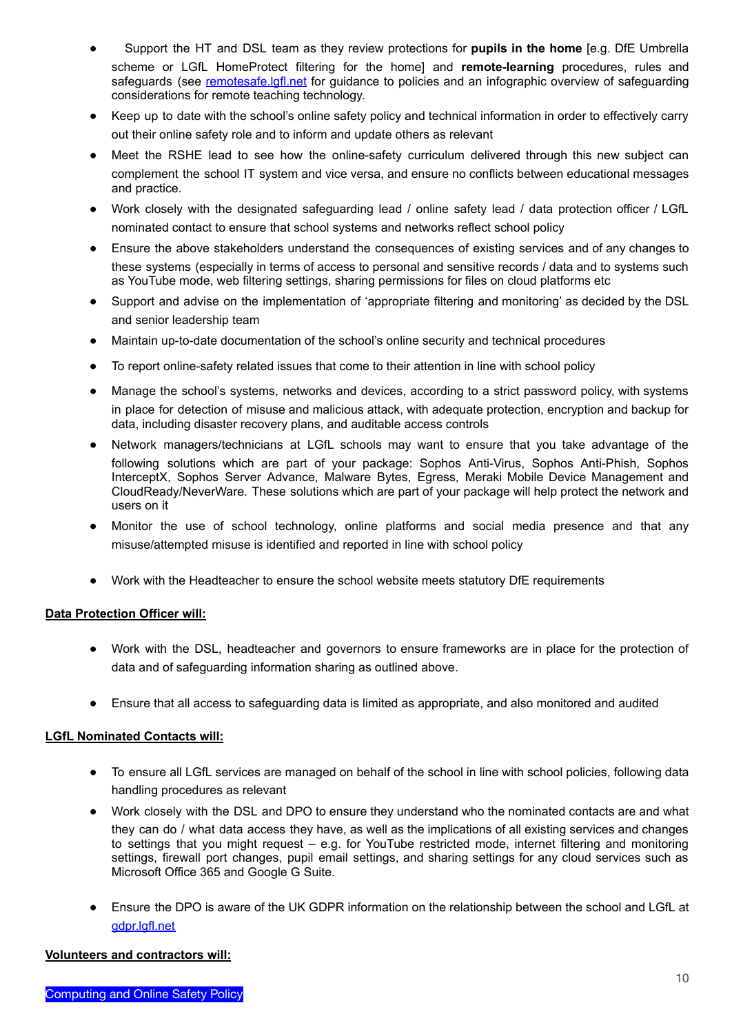- Support the HT and DSL team as they review protections for **pupils in the home** [e.g. DfE Umbrella scheme or LGfL HomeProtect filtering for the home] and **remote-learning** procedures, rules and safeguards (see [remotesafe.lgfl.net](remotesafe.lgfl.net) for guidance to policies and an infographic overview of safeguarding considerations for remote teaching technology.
- Keep up to date with the school's online safety policy and technical information in order to effectively carry out their online safety role and to inform and update others as relevant
- Meet the RSHE lead to see how the online-safety curriculum delivered through this new subject can complement the school IT system and vice versa, and ensure no conflicts between educational messages and practice.
- Work closely with the designated safeguarding lead / online safety lead / data protection officer / LGfL nominated contact to ensure that school systems and networks reflect school policy
- Ensure the above stakeholders understand the consequences of existing services and of any changes to these systems (especially in terms of access to personal and sensitive records / data and to systems such as YouTube mode, web filtering settings, sharing permissions for files on cloud platforms etc
- Support and advise on the implementation of 'appropriate filtering and monitoring' as decided by the DSL and senior leadership team
- Maintain up-to-date documentation of the school's online security and technical procedures
- To report online-safety related issues that come to their attention in line with school policy
- Manage the school's systems, networks and devices, according to a strict password policy, with systems in place for detection of misuse and malicious attack, with adequate protection, encryption and backup for data, including disaster recovery plans, and auditable access controls
- Network managers/technicians at LGfL schools may want to ensure that you take advantage of the following solutions which are part of your package: Sophos Anti-Virus, Sophos Anti-Phish, Sophos InterceptX, Sophos Server Advance, Malware Bytes, Egress, Meraki Mobile Device Management and CloudReady/NeverWare. These solutions which are part of your package will help protect the network and users on it
- Monitor the use of school technology, online platforms and social media presence and that any misuse/attempted misuse is identified and reported in line with school policy
- Work with the Headteacher to ensure the school website meets statutory DfE requirements

**Data Protection Officer will:**

- Work with the DSL, headteacher and governors to ensure frameworks are in place for the protection of data and of safeguarding information sharing as outlined above.
- Ensure that all access to safeguarding data is limited as appropriate, and also monitored and audited

**LGfL Nominated Contacts will:**

- To ensure all LGfL services are managed on behalf of the school in line with school policies, following data handling procedures as relevant
- Work closely with the DSL and DPO to ensure they understand who the nominated contacts are and what they can do / what data access they have, as well as the implications of all existing services and changes to settings that you might request – e.g. for YouTube restricted mode, internet filtering and monitoring settings, firewall port changes, pupil email settings, and sharing settings for any cloud services such as Microsoft Office 365 and Google G Suite.
- Ensure the DPO is aware of the UK GDPR information on the relationship between the school and LGfL at [gdpr.lgfl.net](gdpr.lgfl.net)

**Volunteers and contractors will:**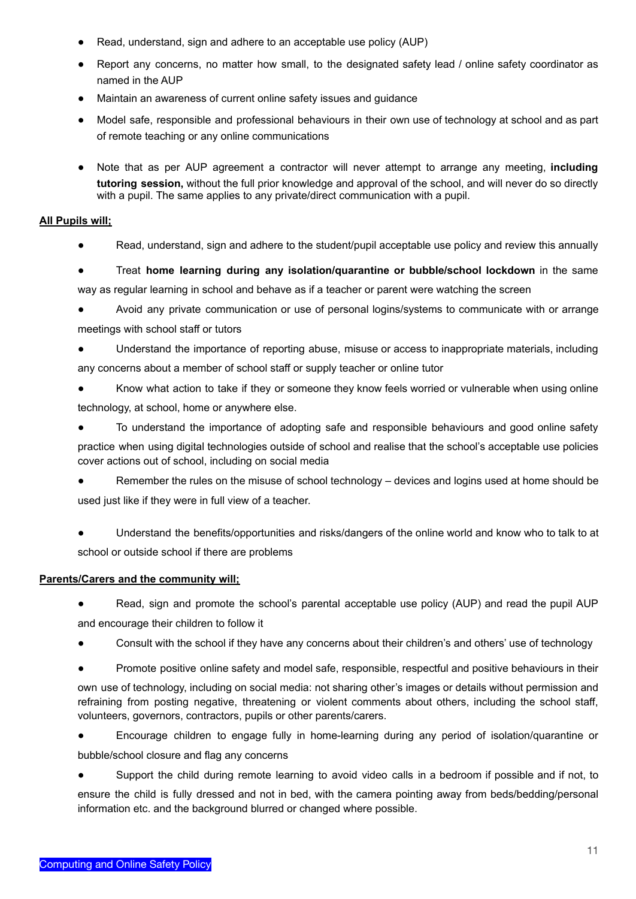- Read, understand, sign and adhere to an acceptable use policy (AUP)
- Report any concerns, no matter how small, to the designated safety lead / online safety coordinator as named in the AUP
- Maintain an awareness of current online safety issues and guidance
- Model safe, responsible and professional behaviours in their own use of technology at school and as part of remote teaching or any online communications
- Note that as per AUP agreement a contractor will never attempt to arrange any meeting, **including tutoring session,** without the full prior knowledge and approval of the school, and will never do so directly with a pupil. The same applies to any private/direct communication with a pupil.

**All Pupils will;**

- Read, understand, sign and adhere to the student/pupil acceptable use policy and review this annually
- Treat **home learning during any isolation/quarantine or bubble/school lockdown** in the same way as regular learning in school and behave as if a teacher or parent were watching the screen
- Avoid any private communication or use of personal logins/systems to communicate with or arrange meetings with school staff or tutors
- Understand the importance of reporting abuse, misuse or access to inappropriate materials, including any concerns about a member of school staff or supply teacher or online tutor
- Know what action to take if they or someone they know feels worried or vulnerable when using online technology, at school, home or anywhere else.
- To understand the importance of adopting safe and responsible behaviours and good online safety practice when using digital technologies outside of school and realise that the school's acceptable use policies cover actions out of school, including on social media
- Remember the rules on the misuse of school technology – devices and logins used at home should be used just like if they were in full view of a teacher.
- Understand the benefits/opportunities and risks/dangers of the online world and know who to talk to at school or outside school if there are problems

**Parents/Carers and the community will;**

- Read, sign and promote the school's parental acceptable use policy (AUP) and read the pupil AUP and encourage their children to follow it
- Consult with the school if they have any concerns about their children's and others' use of technology
- Promote positive online safety and model safe, responsible, respectful and positive behaviours in their own use of technology, including on social media: not sharing other's images or details without permission and refraining from posting negative, threatening or violent comments about others, including the school staff, volunteers, governors, contractors, pupils or other parents/carers.
- Encourage children to engage fully in home-learning during any period of isolation/quarantine or bubble/school closure and flag any concerns
- Support the child during remote learning to avoid video calls in a bedroom if possible and if not, to ensure the child is fully dressed and not in bed, with the camera pointing away from beds/bedding/personal information etc. and the background blurred or changed where possible.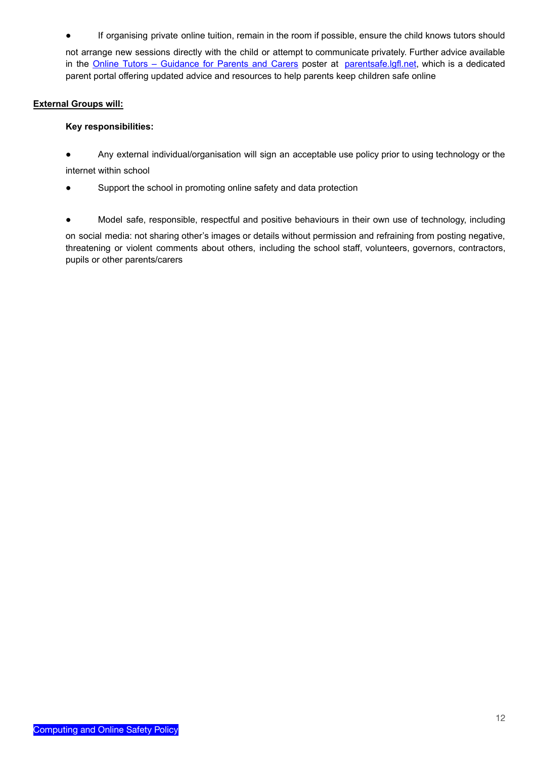- If organising private online tuition, remain in the room if possible, ensure the child knows tutors should not arrange new sessions directly with the child or attempt to communicate privately. Further advice available in the [Online Tutors – Guidance for Parents and Carers](#) poster at [parentsafe.lgfl.net](#), which is a dedicated parent portal offering updated advice and resources to help parents keep children safe online

**External Groups will:**

**Key responsibilities:**

- Any external individual/organisation will sign an acceptable use policy prior to using technology or the internet within school
- Support the school in promoting online safety and data protection
- Model safe, responsible, respectful and positive behaviours in their own use of technology, including on social media: not sharing other's images or details without permission and refraining from posting negative, threatening or violent comments about others, including the school staff, volunteers, governors, contractors, pupils or other parents/carers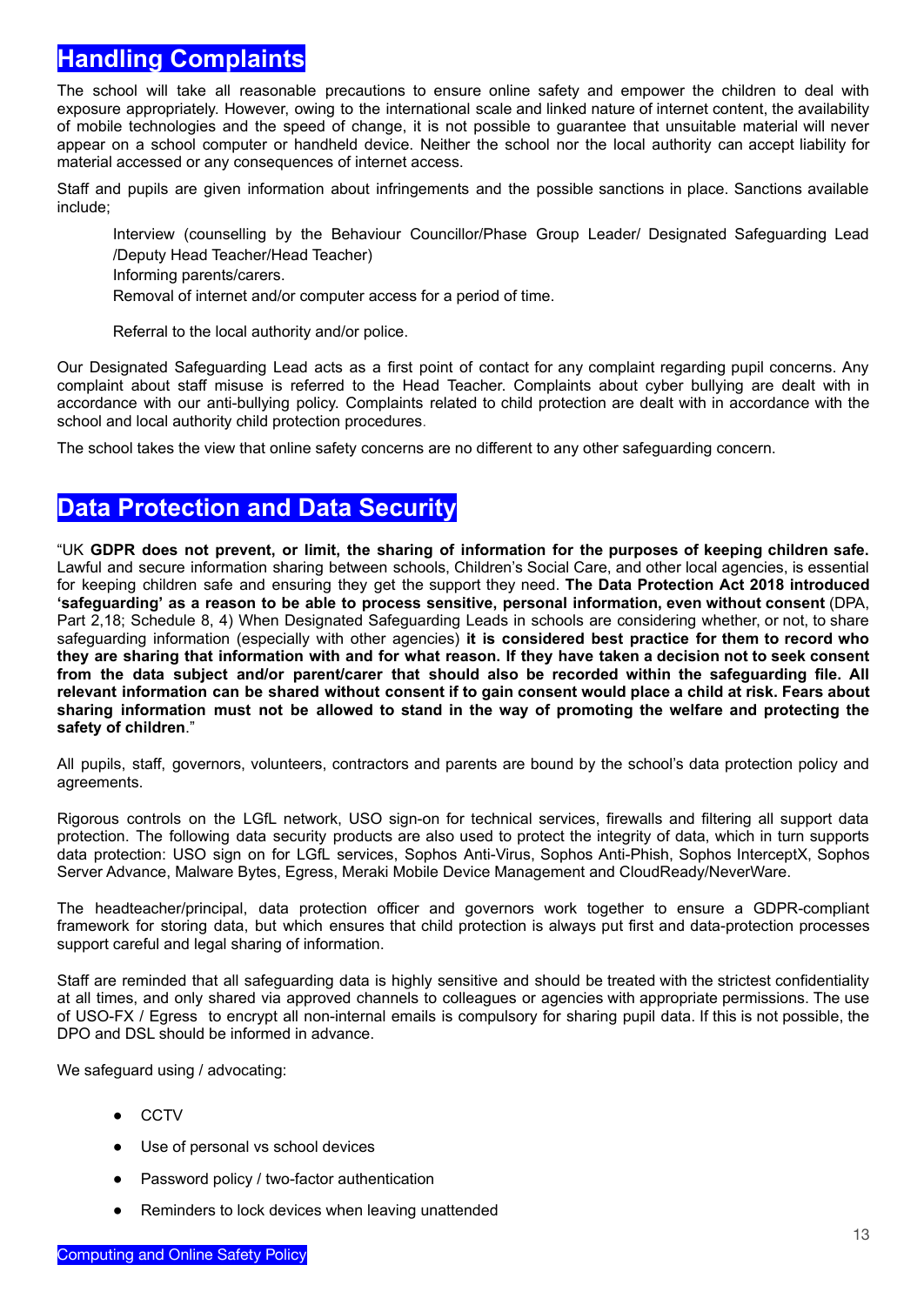## Handling Complaints

The school will take all reasonable precautions to ensure online safety and empower the children to deal with exposure appropriately. However, owing to the international scale and linked nature of internet content, the availability of mobile technologies and the speed of change, it is not possible to guarantee that unsuitable material will never appear on a school computer or handheld device. Neither the school nor the local authority can accept liability for material accessed or any consequences of internet access.

Staff and pupils are given information about infringements and the possible sanctions in place. Sanctions available include;

Interview (counselling by the Behaviour Councillor/Phase Group Leader/ Designated Safeguarding Lead /Deputy Head Teacher/Head Teacher)
Informing parents/carers.
Removal of internet and/or computer access for a period of time.

Referral to the local authority and/or police.

Our Designated Safeguarding Lead acts as a first point of contact for any complaint regarding pupil concerns. Any complaint about staff misuse is referred to the Head Teacher. Complaints about cyber bullying are dealt with in accordance with our anti-bullying policy. Complaints related to child protection are dealt with in accordance with the school and local authority child protection procedures.

The school takes the view that online safety concerns are no different to any other safeguarding concern.

## Data Protection and Data Security

"UK **GDPR does not prevent, or limit, the sharing of information for the purposes of keeping children safe.** Lawful and secure information sharing between schools, Children's Social Care, and other local agencies, is essential for keeping children safe and ensuring they get the support they need. **The Data Protection Act 2018 introduced 'safeguarding' as a reason to be able to process sensitive, personal information, even without consent** (DPA, Part 2,18; Schedule 8, 4) When Designated Safeguarding Leads in schools are considering whether, or not, to share safeguarding information (especially with other agencies) **it is considered best practice for them to record who they are sharing that information with and for what reason. If they have taken a decision not to seek consent from the data subject and/or parent/carer that should also be recorded within the safeguarding file. All relevant information can be shared without consent if to gain consent would place a child at risk. Fears about sharing information must not be allowed to stand in the way of promoting the welfare and protecting the safety of children**."

All pupils, staff, governors, volunteers, contractors and parents are bound by the school's data protection policy and agreements.

Rigorous controls on the LGfL network, USO sign-on for technical services, firewalls and filtering all support data protection. The following data security products are also used to protect the integrity of data, which in turn supports data protection: USO sign on for LGfL services, Sophos Anti-Virus, Sophos Anti-Phish, Sophos InterceptX, Sophos Server Advance, Malware Bytes, Egress, Meraki Mobile Device Management and CloudReady/NeverWare.

The headteacher/principal, data protection officer and governors work together to ensure a GDPR-compliant framework for storing data, but which ensures that child protection is always put first and data-protection processes support careful and legal sharing of information.

Staff are reminded that all safeguarding data is highly sensitive and should be treated with the strictest confidentiality at all times, and only shared via approved channels to colleagues or agencies with appropriate permissions. The use of USO-FX / Egress to encrypt all non-internal emails is compulsory for sharing pupil data. If this is not possible, the DPO and DSL should be informed in advance.

We safeguard using / advocating:

- CCTV
- Use of personal vs school devices
- Password policy / two-factor authentication
- Reminders to lock devices when leaving unattended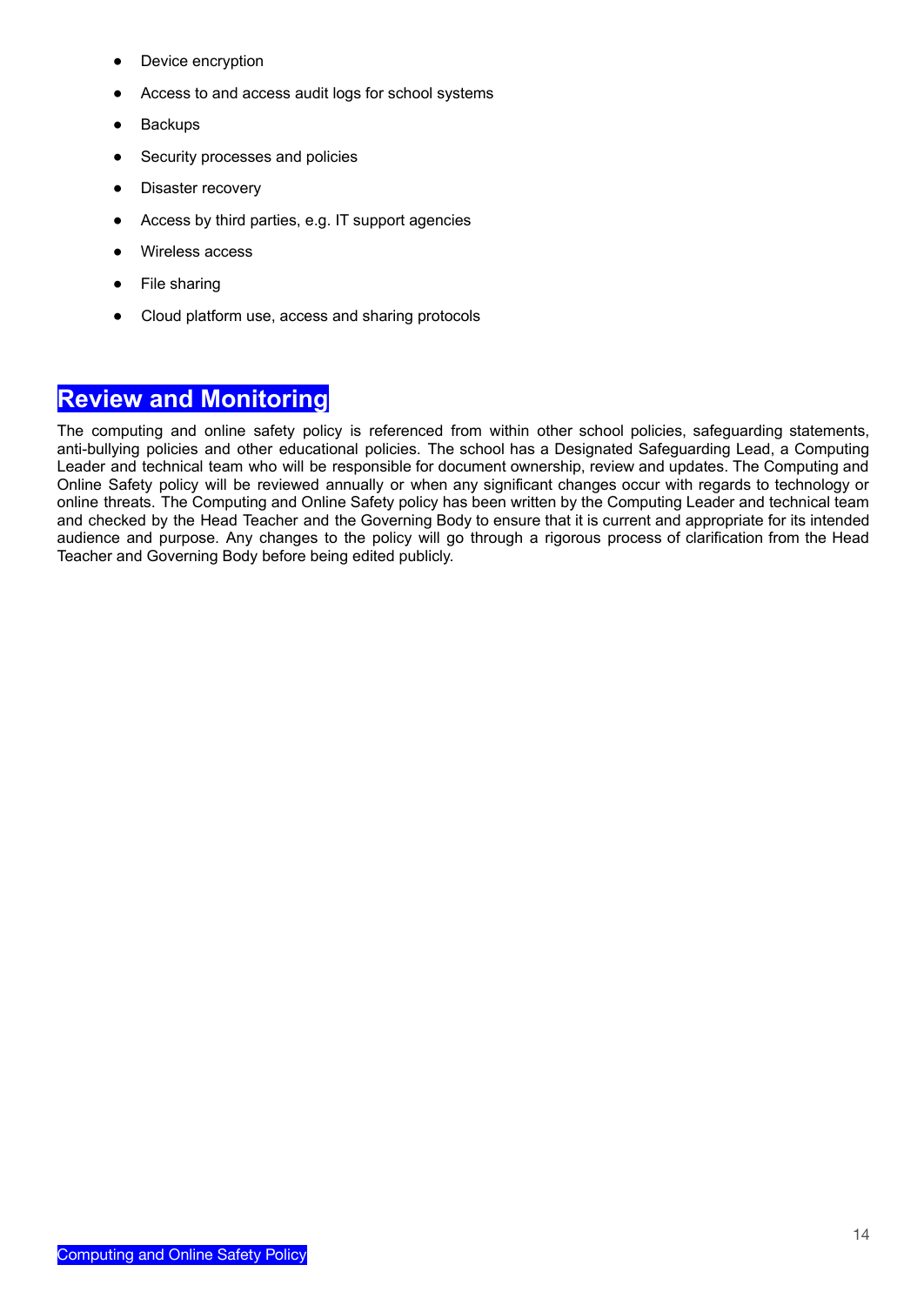- Device encryption
- Access to and access audit logs for school systems
- Backups
- Security processes and policies
- Disaster recovery
- Access by third parties, e.g. IT support agencies
- Wireless access
- File sharing
- Cloud platform use, access and sharing protocols

## Review and Monitoring

The computing and online safety policy is referenced from within other school policies, safeguarding statements, anti-bullying policies and other educational policies. The school has a Designated Safeguarding Lead, a Computing Leader and technical team who will be responsible for document ownership, review and updates. The Computing and Online Safety policy will be reviewed annually or when any significant changes occur with regards to technology or online threats. The Computing and Online Safety policy has been written by the Computing Leader and technical team and checked by the Head Teacher and the Governing Body to ensure that it is current and appropriate for its intended audience and purpose. Any changes to the policy will go through a rigorous process of clarification from the Head Teacher and Governing Body before being edited publicly.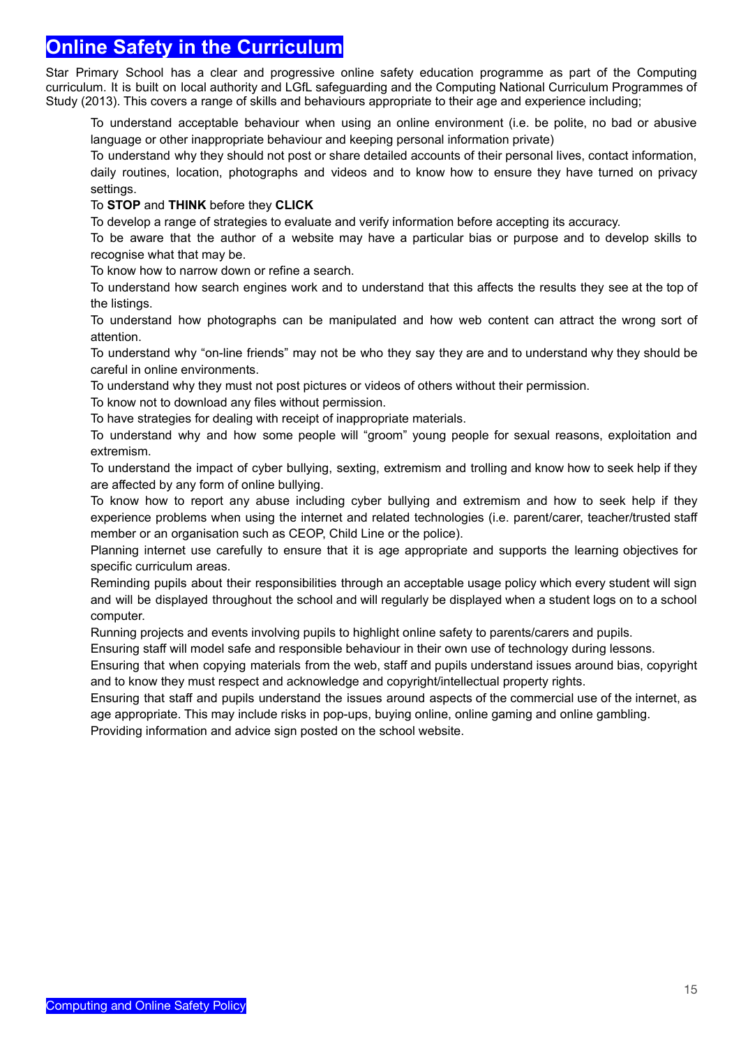# Online Safety in the Curriculum

Star Primary School has a clear and progressive online safety education programme as part of the Computing curriculum. It is built on local authority and LGfL safeguarding and the Computing National Curriculum Programmes of Study (2013). This covers a range of skills and behaviours appropriate to their age and experience including;

- To understand acceptable behaviour when using an online environment (i.e. be polite, no bad or abusive language or other inappropriate behaviour and keeping personal information private)
- To understand why they should not post or share detailed accounts of their personal lives, contact information, daily routines, location, photographs and videos and to know how to ensure they have turned on privacy settings.
- To **STOP** and **THINK** before they **CLICK**
- To develop a range of strategies to evaluate and verify information before accepting its accuracy.
- To be aware that the author of a website may have a particular bias or purpose and to develop skills to recognise what that may be.
- To know how to narrow down or refine a search.
- To understand how search engines work and to understand that this affects the results they see at the top of the listings.
- To understand how photographs can be manipulated and how web content can attract the wrong sort of attention.
- To understand why "on-line friends" may not be who they say they are and to understand why they should be careful in online environments.
- To understand why they must not post pictures or videos of others without their permission.
- To know not to download any files without permission.
- To have strategies for dealing with receipt of inappropriate materials.
- To understand why and how some people will "groom" young people for sexual reasons, exploitation and extremism.
- To understand the impact of cyber bullying, sexting, extremism and trolling and know how to seek help if they are affected by any form of online bullying.
- To know how to report any abuse including cyber bullying and extremism and how to seek help if they experience problems when using the internet and related technologies (i.e. parent/carer, teacher/trusted staff member or an organisation such as CEOP, Child Line or the police).
- Planning internet use carefully to ensure that it is age appropriate and supports the learning objectives for specific curriculum areas.
- Reminding pupils about their responsibilities through an acceptable usage policy which every student will sign and will be displayed throughout the school and will regularly be displayed when a student logs on to a school computer.
- Running projects and events involving pupils to highlight online safety to parents/carers and pupils.
- Ensuring staff will model safe and responsible behaviour in their own use of technology during lessons.
- Ensuring that when copying materials from the web, staff and pupils understand issues around bias, copyright and to know they must respect and acknowledge and copyright/intellectual property rights.
- Ensuring that staff and pupils understand the issues around aspects of the commercial use of the internet, as age appropriate. This may include risks in pop-ups, buying online, online gaming and online gambling.
- Providing information and advice sign posted on the school website.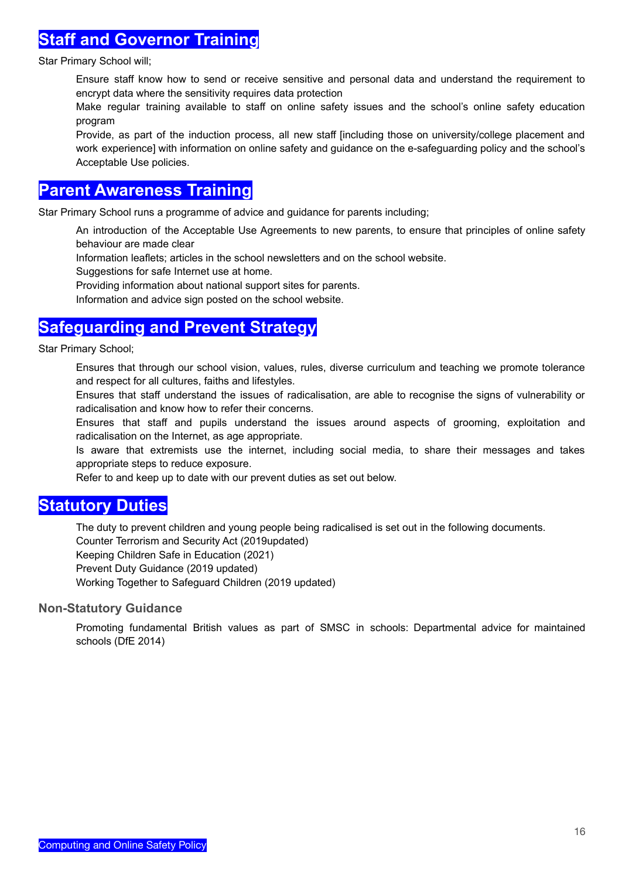## Staff and Governor Training

Star Primary School will;

- Ensure staff know how to send or receive sensitive and personal data and understand the requirement to encrypt data where the sensitivity requires data protection
- Make regular training available to staff on online safety issues and the school's online safety education program
- Provide, as part of the induction process, all new staff [including those on university/college placement and work experience] with information on online safety and guidance on the e-safeguarding policy and the school's Acceptable Use policies.

## Parent Awareness Training

Star Primary School runs a programme of advice and guidance for parents including;

- An introduction of the Acceptable Use Agreements to new parents, to ensure that principles of online safety behaviour are made clear
- Information leaflets; articles in the school newsletters and on the school website.
- Suggestions for safe Internet use at home.
- Providing information about national support sites for parents.
- Information and advice sign posted on the school website.

## Safeguarding and Prevent Strategy

Star Primary School;

- Ensures that through our school vision, values, rules, diverse curriculum and teaching we promote tolerance and respect for all cultures, faiths and lifestyles.
- Ensures that staff understand the issues of radicalisation, are able to recognise the signs of vulnerability or radicalisation and know how to refer their concerns.
- Ensures that staff and pupils understand the issues around aspects of grooming, exploitation and radicalisation on the Internet, as age appropriate.
- Is aware that extremists use the internet, including social media, to share their messages and takes appropriate steps to reduce exposure.
- Refer to and keep up to date with our prevent duties as set out below.

## Statutory Duties

The duty to prevent children and young people being radicalised is set out in the following documents.

- Counter Terrorism and Security Act (2019updated)
- Keeping Children Safe in Education (2021)
- Prevent Duty Guidance (2019 updated)
- Working Together to Safeguard Children (2019 updated)

### Non-Statutory Guidance

- Promoting fundamental British values as part of SMSC in schools: Departmental advice for maintained schools (DfE 2014)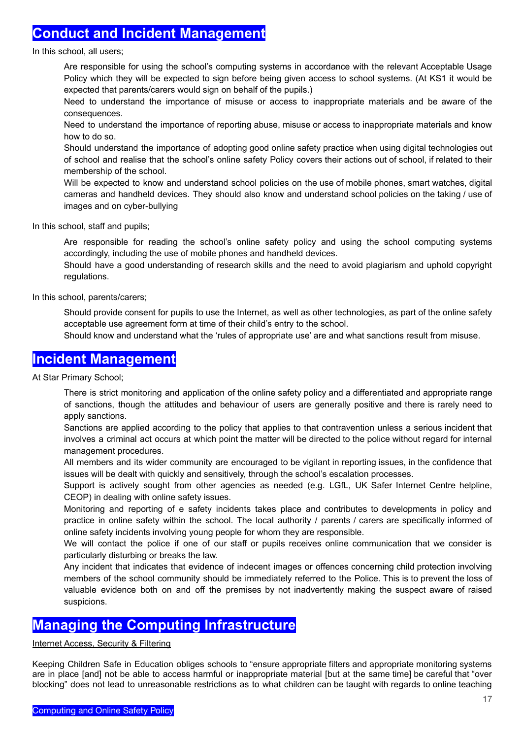## Conduct and Incident Management

In this school, all users;

- Are responsible for using the school's computing systems in accordance with the relevant Acceptable Usage Policy which they will be expected to sign before being given access to school systems. (At KS1 it would be expected that parents/carers would sign on behalf of the pupils.)
- Need to understand the importance of misuse or access to inappropriate materials and be aware of the consequences.
- Need to understand the importance of reporting abuse, misuse or access to inappropriate materials and know how to do so.
- Should understand the importance of adopting good online safety practice when using digital technologies out of school and realise that the school's online safety Policy covers their actions out of school, if related to their membership of the school.
- Will be expected to know and understand school policies on the use of mobile phones, smart watches, digital cameras and handheld devices. They should also know and understand school policies on the taking / use of images and on cyber-bullying

In this school, staff and pupils;

- Are responsible for reading the school's online safety policy and using the school computing systems accordingly, including the use of mobile phones and handheld devices.
- Should have a good understanding of research skills and the need to avoid plagiarism and uphold copyright regulations.

In this school, parents/carers;

- Should provide consent for pupils to use the Internet, as well as other technologies, as part of the online safety acceptable use agreement form at time of their child's entry to the school.
- Should know and understand what the 'rules of appropriate use' are and what sanctions result from misuse.

## Incident Management

At Star Primary School;

- There is strict monitoring and application of the online safety policy and a differentiated and appropriate range of sanctions, though the attitudes and behaviour of users are generally positive and there is rarely need to apply sanctions.
- Sanctions are applied according to the policy that applies to that contravention unless a serious incident that involves a criminal act occurs at which point the matter will be directed to the police without regard for internal management procedures.
- All members and its wider community are encouraged to be vigilant in reporting issues, in the confidence that issues will be dealt with quickly and sensitively, through the school's escalation processes.
- Support is actively sought from other agencies as needed (e.g. LGfL, UK Safer Internet Centre helpline, CEOP) in dealing with online safety issues.
- Monitoring and reporting of e safety incidents takes place and contributes to developments in policy and practice in online safety within the school. The local authority / parents / carers are specifically informed of online safety incidents involving young people for whom they are responsible.
- We will contact the police if one of our staff or pupils receives online communication that we consider is particularly disturbing or breaks the law.
- Any incident that indicates that evidence of indecent images or offences concerning child protection involving members of the school community should be immediately referred to the Police. This is to prevent the loss of valuable evidence both on and off the premises by not inadvertently making the suspect aware of raised suspicions.

## Managing the Computing Infrastructure

Internet Access, Security & Filtering

Keeping Children Safe in Education obliges schools to "ensure appropriate filters and appropriate monitoring systems are in place [and] not be able to access harmful or inappropriate material [but at the same time] be careful that "over blocking" does not lead to unreasonable restrictions as to what children can be taught with regards to online teaching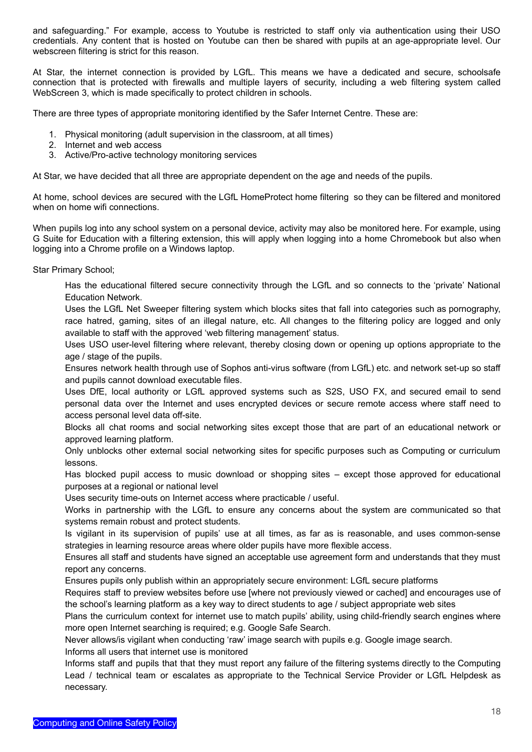and safeguarding." For example, access to Youtube is restricted to staff only via authentication using their USO credentials. Any content that is hosted on Youtube can then be shared with pupils at an age-appropriate level. Our webscreen filtering is strict for this reason.

At Star, the internet connection is provided by LGfL. This means we have a dedicated and secure, schoolsafe connection that is protected with firewalls and multiple layers of security, including a web filtering system called WebScreen 3, which is made specifically to protect children in schools.

There are three types of appropriate monitoring identified by the Safer Internet Centre. These are:

1. Physical monitoring (adult supervision in the classroom, at all times)
2. Internet and web access
3. Active/Pro-active technology monitoring services

At Star, we have decided that all three are appropriate dependent on the age and needs of the pupils.

At home, school devices are secured with the LGfL HomeProtect home filtering so they can be filtered and monitored when on home wifi connections.

When pupils log into any school system on a personal device, activity may also be monitored here. For example, using G Suite for Education with a filtering extension, this will apply when logging into a home Chromebook but also when logging into a Chrome profile on a Windows laptop.

Star Primary School;

Has the educational filtered secure connectivity through the LGfL and so connects to the 'private' National Education Network.

Uses the LGfL Net Sweeper filtering system which blocks sites that fall into categories such as pornography, race hatred, gaming, sites of an illegal nature, etc. All changes to the filtering policy are logged and only available to staff with the approved 'web filtering management' status.

Uses USO user-level filtering where relevant, thereby closing down or opening up options appropriate to the age / stage of the pupils.

Ensures network health through use of Sophos anti-virus software (from LGfL) etc. and network set-up so staff and pupils cannot download executable files.

Uses DfE, local authority or LGfL approved systems such as S2S, USO FX, and secured email to send personal data over the Internet and uses encrypted devices or secure remote access where staff need to access personal level data off-site.

Blocks all chat rooms and social networking sites except those that are part of an educational network or approved learning platform.

Only unblocks other external social networking sites for specific purposes such as Computing or curriculum lessons.

Has blocked pupil access to music download or shopping sites – except those approved for educational purposes at a regional or national level

Uses security time-outs on Internet access where practicable / useful.

Works in partnership with the LGfL to ensure any concerns about the system are communicated so that systems remain robust and protect students.

Is vigilant in its supervision of pupils' use at all times, as far as is reasonable, and uses common-sense strategies in learning resource areas where older pupils have more flexible access.

Ensures all staff and students have signed an acceptable use agreement form and understands that they must report any concerns.

Ensures pupils only publish within an appropriately secure environment: LGfL secure platforms

Requires staff to preview websites before use [where not previously viewed or cached] and encourages use of the school's learning platform as a key way to direct students to age / subject appropriate web sites

Plans the curriculum context for internet use to match pupils' ability, using child-friendly search engines where more open Internet searching is required; e.g. Google Safe Search.

Never allows/is vigilant when conducting 'raw' image search with pupils e.g. Google image search.

Informs all users that internet use is monitored

Informs staff and pupils that that they must report any failure of the filtering systems directly to the Computing Lead / technical team or escalates as appropriate to the Technical Service Provider or LGfL Helpdesk as necessary.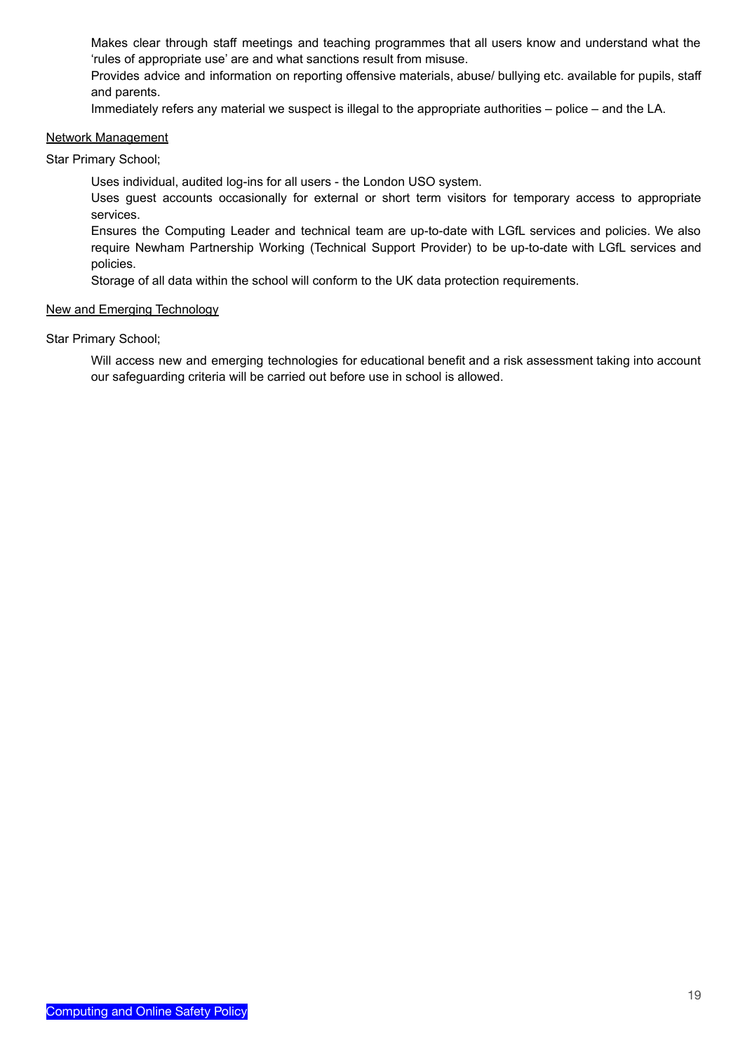Makes clear through staff meetings and teaching programmes that all users know and understand what the 'rules of appropriate use' are and what sanctions result from misuse.

Provides advice and information on reporting offensive materials, abuse/ bullying etc. available for pupils, staff and parents.

Immediately refers any material we suspect is illegal to the appropriate authorities – police – and the LA.

<u>Network Management</u>

Star Primary School;

Uses individual, audited log-ins for all users - the London USO system.

Uses guest accounts occasionally for external or short term visitors for temporary access to appropriate services.

Ensures the Computing Leader and technical team are up-to-date with LGfL services and policies. We also require Newham Partnership Working (Technical Support Provider) to be up-to-date with LGfL services and policies.

Storage of all data within the school will conform to the UK data protection requirements.

<u>New and Emerging Technology</u>

Star Primary School;

Will access new and emerging technologies for educational benefit and a risk assessment taking into account our safeguarding criteria will be carried out before use in school is allowed.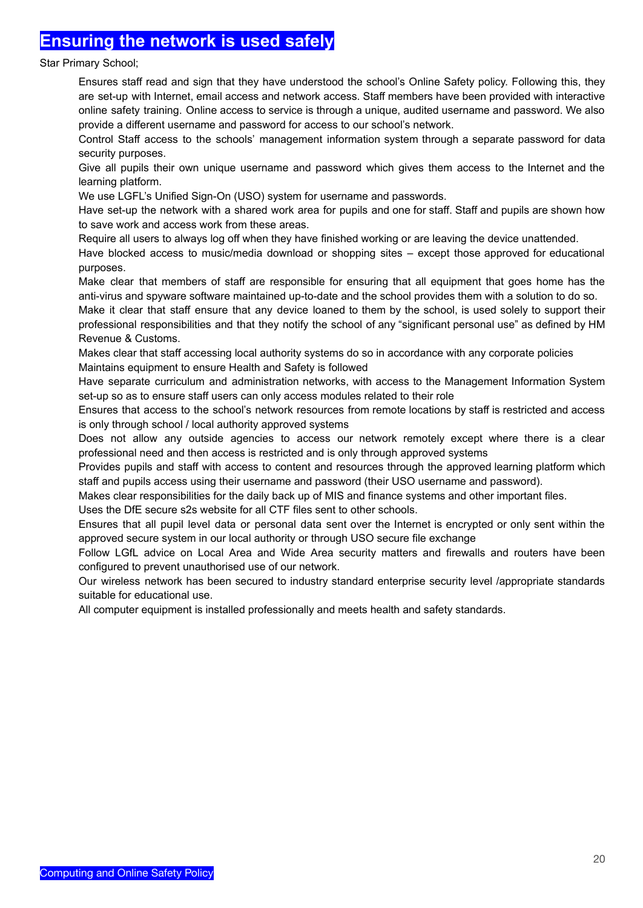## Ensuring the network is used safely

Star Primary School;

- Ensures staff read and sign that they have understood the school's Online Safety policy. Following this, they are set-up with Internet, email access and network access. Staff members have been provided with interactive online safety training. Online access to service is through a unique, audited username and password. We also provide a different username and password for access to our school's network.
- Control Staff access to the schools' management information system through a separate password for data security purposes.
- Give all pupils their own unique username and password which gives them access to the Internet and the learning platform.
- We use LGFL's Unified Sign-On (USO) system for username and passwords.
- Have set-up the network with a shared work area for pupils and one for staff. Staff and pupils are shown how to save work and access work from these areas.
- Require all users to always log off when they have finished working or are leaving the device unattended.
- Have blocked access to music/media download or shopping sites – except those approved for educational purposes.
- Make clear that members of staff are responsible for ensuring that all equipment that goes home has the anti-virus and spyware software maintained up-to-date and the school provides them with a solution to do so.
- Make it clear that staff ensure that any device loaned to them by the school, is used solely to support their professional responsibilities and that they notify the school of any "significant personal use" as defined by HM Revenue & Customs.
- Makes clear that staff accessing local authority systems do so in accordance with any corporate policies
- Maintains equipment to ensure Health and Safety is followed
- Have separate curriculum and administration networks, with access to the Management Information System set-up so as to ensure staff users can only access modules related to their role
- Ensures that access to the school's network resources from remote locations by staff is restricted and access is only through school / local authority approved systems
- Does not allow any outside agencies to access our network remotely except where there is a clear professional need and then access is restricted and is only through approved systems
- Provides pupils and staff with access to content and resources through the approved learning platform which staff and pupils access using their username and password (their USO username and password).
- Makes clear responsibilities for the daily back up of MIS and finance systems and other important files.
- Uses the DfE secure s2s website for all CTF files sent to other schools.
- Ensures that all pupil level data or personal data sent over the Internet is encrypted or only sent within the approved secure system in our local authority or through USO secure file exchange
- Follow LGfL advice on Local Area and Wide Area security matters and firewalls and routers have been configured to prevent unauthorised use of our network.
- Our wireless network has been secured to industry standard enterprise security level /appropriate standards suitable for educational use.
- All computer equipment is installed professionally and meets health and safety standards.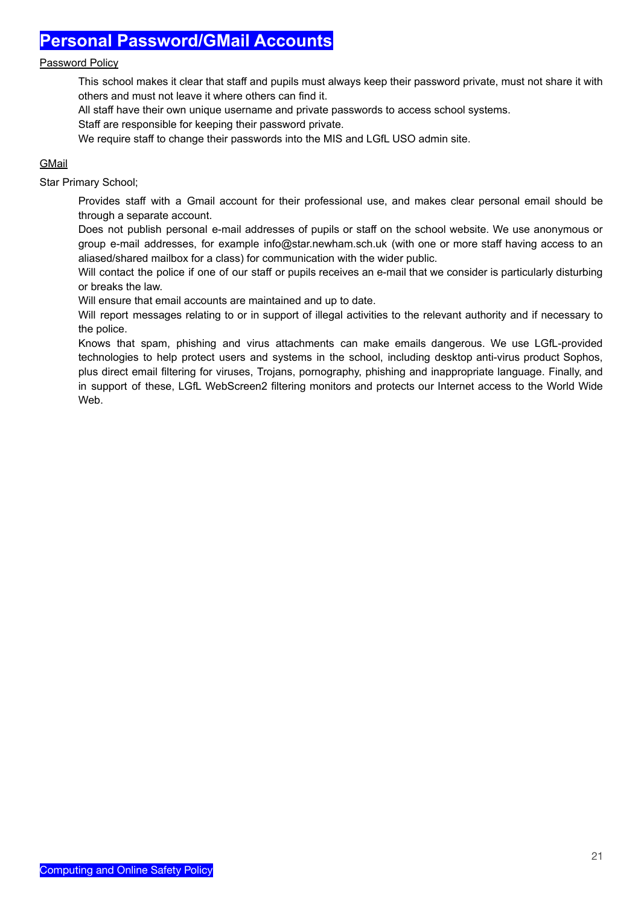# Personal Password/GMail Accounts

Password Policy

This school makes it clear that staff and pupils must always keep their password private, must not share it with others and must not leave it where others can find it.

All staff have their own unique username and private passwords to access school systems.

Staff are responsible for keeping their password private.

We require staff to change their passwords into the MIS and LGfL USO admin site.

GMail

Star Primary School;

Provides staff with a Gmail account for their professional use, and makes clear personal email should be through a separate account.

Does not publish personal e-mail addresses of pupils or staff on the school website. We use anonymous or group e-mail addresses, for example info@star.newham.sch.uk (with one or more staff having access to an aliased/shared mailbox for a class) for communication with the wider public.

Will contact the police if one of our staff or pupils receives an e-mail that we consider is particularly disturbing or breaks the law.

Will ensure that email accounts are maintained and up to date.

Will report messages relating to or in support of illegal activities to the relevant authority and if necessary to the police.

Knows that spam, phishing and virus attachments can make emails dangerous. We use LGfL-provided technologies to help protect users and systems in the school, including desktop anti-virus product Sophos, plus direct email filtering for viruses, Trojans, pornography, phishing and inappropriate language. Finally, and in support of these, LGfL WebScreen2 filtering monitors and protects our Internet access to the World Wide Web.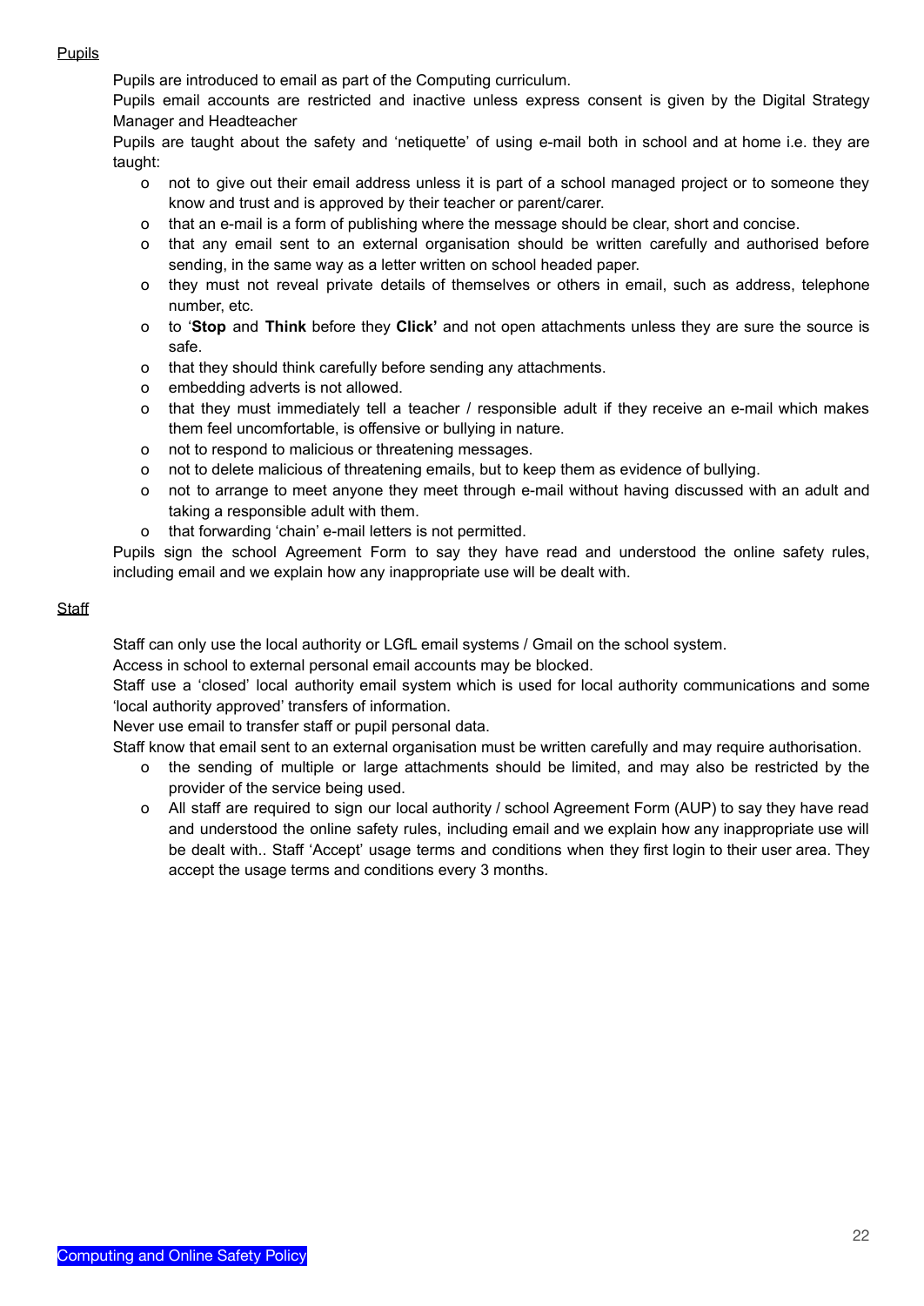Pupils

Pupils are introduced to email as part of the Computing curriculum.

Pupils email accounts are restricted and inactive unless express consent is given by the Digital Strategy Manager and Headteacher

Pupils are taught about the safety and 'netiquette' of using e-mail both in school and at home i.e. they are taught:

- not to give out their email address unless it is part of a school managed project or to someone they know and trust and is approved by their teacher or parent/carer.
- that an e-mail is a form of publishing where the message should be clear, short and concise.
- that any email sent to an external organisation should be written carefully and authorised before sending, in the same way as a letter written on school headed paper.
- they must not reveal private details of themselves or others in email, such as address, telephone number, etc.
- to '**Stop** and **Think** before they **Click'** and not open attachments unless they are sure the source is safe.
- that they should think carefully before sending any attachments.
- embedding adverts is not allowed.
- that they must immediately tell a teacher / responsible adult if they receive an e-mail which makes them feel uncomfortable, is offensive or bullying in nature.
- not to respond to malicious or threatening messages.
- not to delete malicious of threatening emails, but to keep them as evidence of bullying.
- not to arrange to meet anyone they meet through e-mail without having discussed with an adult and taking a responsible adult with them.
- that forwarding 'chain' e-mail letters is not permitted.

Pupils sign the school Agreement Form to say they have read and understood the online safety rules, including email and we explain how any inappropriate use will be dealt with.

Staff

Staff can only use the local authority or LGfL email systems / Gmail on the school system.

Access in school to external personal email accounts may be blocked.

Staff use a 'closed' local authority email system which is used for local authority communications and some 'local authority approved' transfers of information.

Never use email to transfer staff or pupil personal data.

Staff know that email sent to an external organisation must be written carefully and may require authorisation.

- the sending of multiple or large attachments should be limited, and may also be restricted by the provider of the service being used.
- All staff are required to sign our local authority / school Agreement Form (AUP) to say they have read and understood the online safety rules, including email and we explain how any inappropriate use will be dealt with.. Staff 'Accept' usage terms and conditions when they first login to their user area. They accept the usage terms and conditions every 3 months.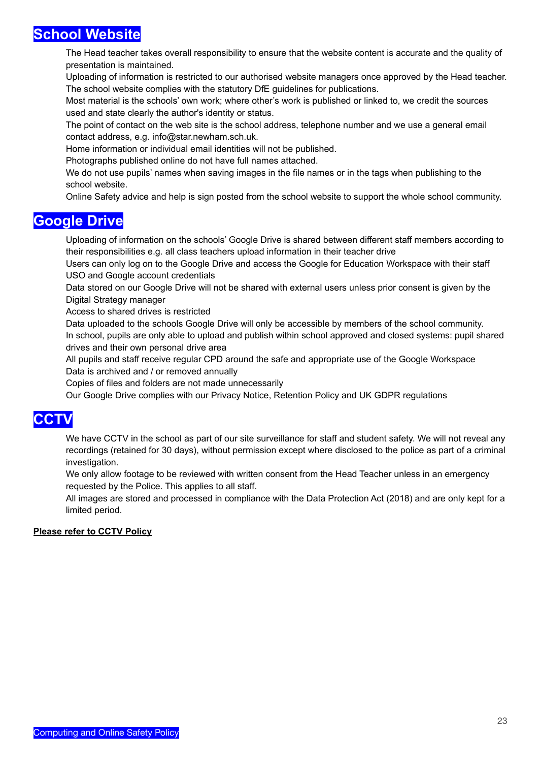## School Website

The Head teacher takes overall responsibility to ensure that the website content is accurate and the quality of presentation is maintained.

Uploading of information is restricted to our authorised website managers once approved by the Head teacher.

The school website complies with the statutory DfE guidelines for publications.

Most material is the schools' own work; where other's work is published or linked to, we credit the sources used and state clearly the author's identity or status.

The point of contact on the web site is the school address, telephone number and we use a general email contact address, e.g. info@star.newham.sch.uk.

Home information or individual email identities will not be published.

Photographs published online do not have full names attached.

We do not use pupils' names when saving images in the file names or in the tags when publishing to the school website.

Online Safety advice and help is sign posted from the school website to support the whole school community.

## Google Drive

Uploading of information on the schools' Google Drive is shared between different staff members according to their responsibilities e.g. all class teachers upload information in their teacher drive

Users can only log on to the Google Drive and access the Google for Education Workspace with their staff USO and Google account credentials

Data stored on our Google Drive will not be shared with external users unless prior consent is given by the Digital Strategy manager

Access to shared drives is restricted

Data uploaded to the schools Google Drive will only be accessible by members of the school community.

In school, pupils are only able to upload and publish within school approved and closed systems: pupil shared drives and their own personal drive area

All pupils and staff receive regular CPD around the safe and appropriate use of the Google Workspace

Data is archived and / or removed annually

Copies of files and folders are not made unnecessarily

Our Google Drive complies with our Privacy Notice, Retention Policy and UK GDPR regulations

## CCTV

We have CCTV in the school as part of our site surveillance for staff and student safety. We will not reveal any recordings (retained for 30 days), without permission except where disclosed to the police as part of a criminal investigation.

We only allow footage to be reviewed with written consent from the Head Teacher unless in an emergency requested by the Police. This applies to all staff.

All images are stored and processed in compliance with the Data Protection Act (2018) and are only kept for a limited period.

**Please refer to CCTV Policy**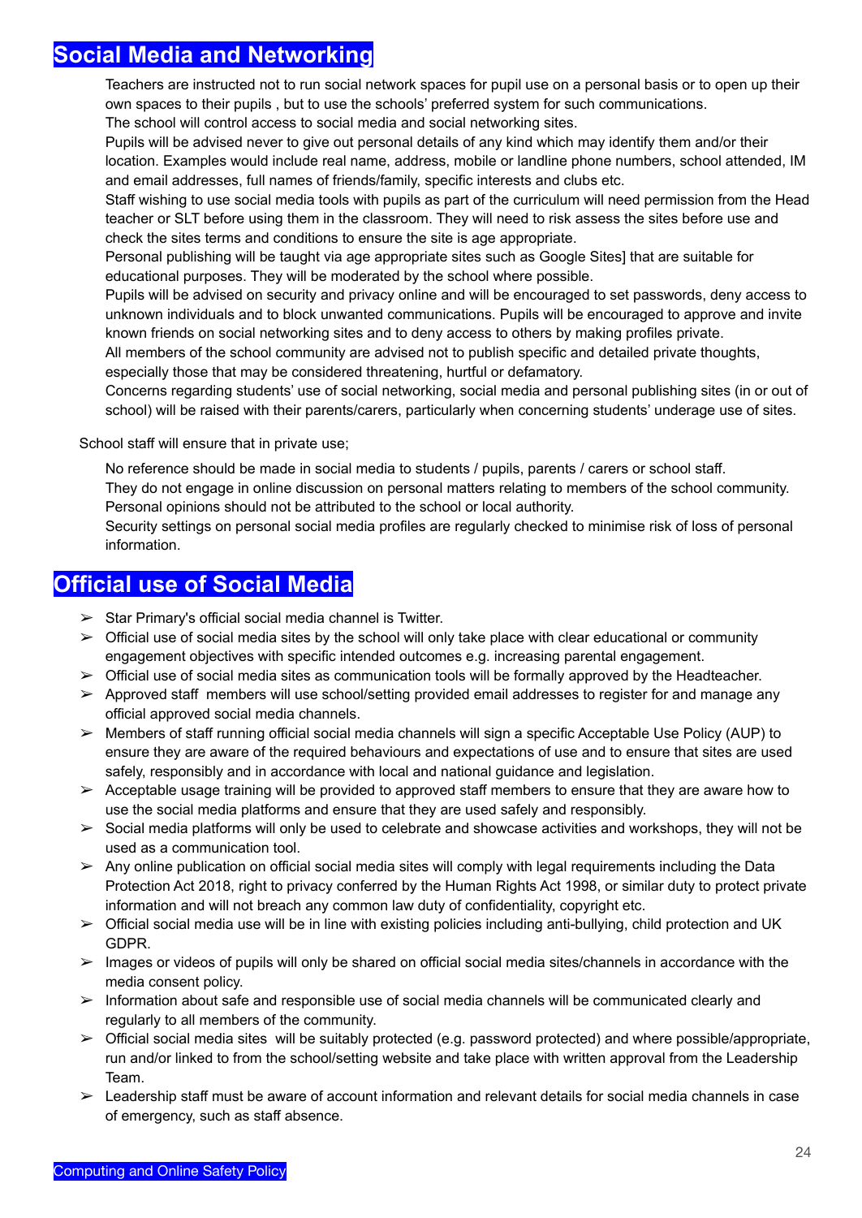## Social Media and Networking

Teachers are instructed not to run social network spaces for pupil use on a personal basis or to open up their own spaces to their pupils , but to use the schools' preferred system for such communications.

The school will control access to social media and social networking sites.

Pupils will be advised never to give out personal details of any kind which may identify them and/or their location. Examples would include real name, address, mobile or landline phone numbers, school attended, IM and email addresses, full names of friends/family, specific interests and clubs etc.

Staff wishing to use social media tools with pupils as part of the curriculum will need permission from the Head teacher or SLT before using them in the classroom. They will need to risk assess the sites before use and check the sites terms and conditions to ensure the site is age appropriate.

Personal publishing will be taught via age appropriate sites such as Google Sites] that are suitable for educational purposes. They will be moderated by the school where possible.

Pupils will be advised on security and privacy online and will be encouraged to set passwords, deny access to unknown individuals and to block unwanted communications. Pupils will be encouraged to approve and invite known friends on social networking sites and to deny access to others by making profiles private.

All members of the school community are advised not to publish specific and detailed private thoughts, especially those that may be considered threatening, hurtful or defamatory.

Concerns regarding students' use of social networking, social media and personal publishing sites (in or out of school) will be raised with their parents/carers, particularly when concerning students' underage use of sites.

School staff will ensure that in private use;

No reference should be made in social media to students / pupils, parents / carers or school staff.

They do not engage in online discussion on personal matters relating to members of the school community.

Personal opinions should not be attributed to the school or local authority.

Security settings on personal social media profiles are regularly checked to minimise risk of loss of personal information.

## Official use of Social Media

- Star Primary's official social media channel is Twitter.
- Official use of social media sites by the school will only take place with clear educational or community engagement objectives with specific intended outcomes e.g. increasing parental engagement.
- Official use of social media sites as communication tools will be formally approved by the Headteacher.
- Approved staff members will use school/setting provided email addresses to register for and manage any official approved social media channels.
- Members of staff running official social media channels will sign a specific Acceptable Use Policy (AUP) to ensure they are aware of the required behaviours and expectations of use and to ensure that sites are used safely, responsibly and in accordance with local and national guidance and legislation.
- Acceptable usage training will be provided to approved staff members to ensure that they are aware how to use the social media platforms and ensure that they are used safely and responsibly.
- Social media platforms will only be used to celebrate and showcase activities and workshops, they will not be used as a communication tool.
- Any online publication on official social media sites will comply with legal requirements including the Data Protection Act 2018, right to privacy conferred by the Human Rights Act 1998, or similar duty to protect private information and will not breach any common law duty of confidentiality, copyright etc.
- Official social media use will be in line with existing policies including anti-bullying, child protection and UK GDPR.
- Images or videos of pupils will only be shared on official social media sites/channels in accordance with the media consent policy.
- Information about safe and responsible use of social media channels will be communicated clearly and regularly to all members of the community.
- Official social media sites will be suitably protected (e.g. password protected) and where possible/appropriate, run and/or linked to from the school/setting website and take place with written approval from the Leadership Team.
- Leadership staff must be aware of account information and relevant details for social media channels in case of emergency, such as staff absence.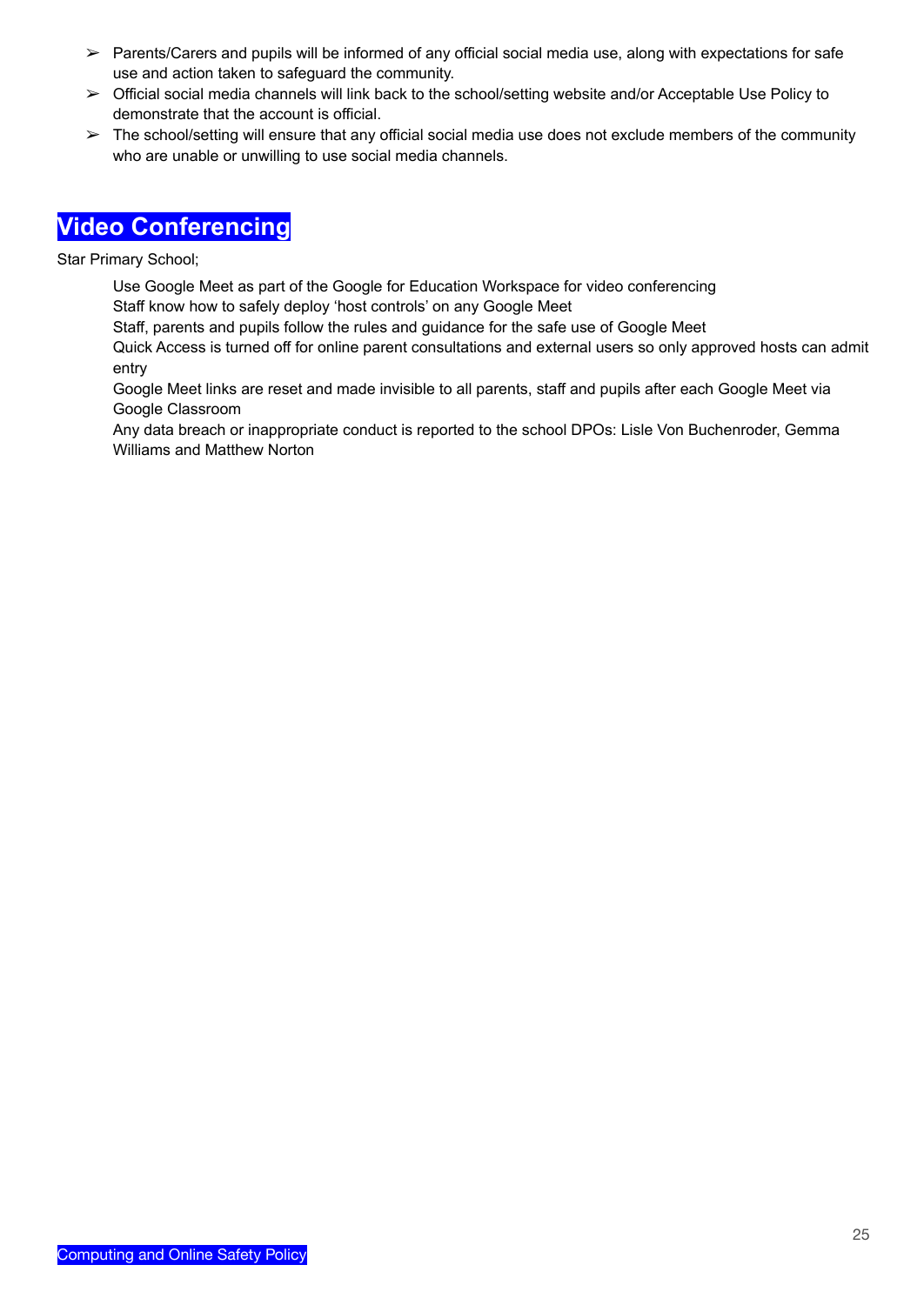- Parents/Carers and pupils will be informed of any official social media use, along with expectations for safe use and action taken to safeguard the community.
- Official social media channels will link back to the school/setting website and/or Acceptable Use Policy to demonstrate that the account is official.
- The school/setting will ensure that any official social media use does not exclude members of the community who are unable or unwilling to use social media channels.

## Video Conferencing

Star Primary School;

Use Google Meet as part of the Google for Education Workspace for video conferencing
Staff know how to safely deploy 'host controls' on any Google Meet
Staff, parents and pupils follow the rules and guidance for the safe use of Google Meet
Quick Access is turned off for online parent consultations and external users so only approved hosts can admit entry
Google Meet links are reset and made invisible to all parents, staff and pupils after each Google Meet via Google Classroom
Any data breach or inappropriate conduct is reported to the school DPOs: Lisle Von Buchenroder, Gemma Williams and Matthew Norton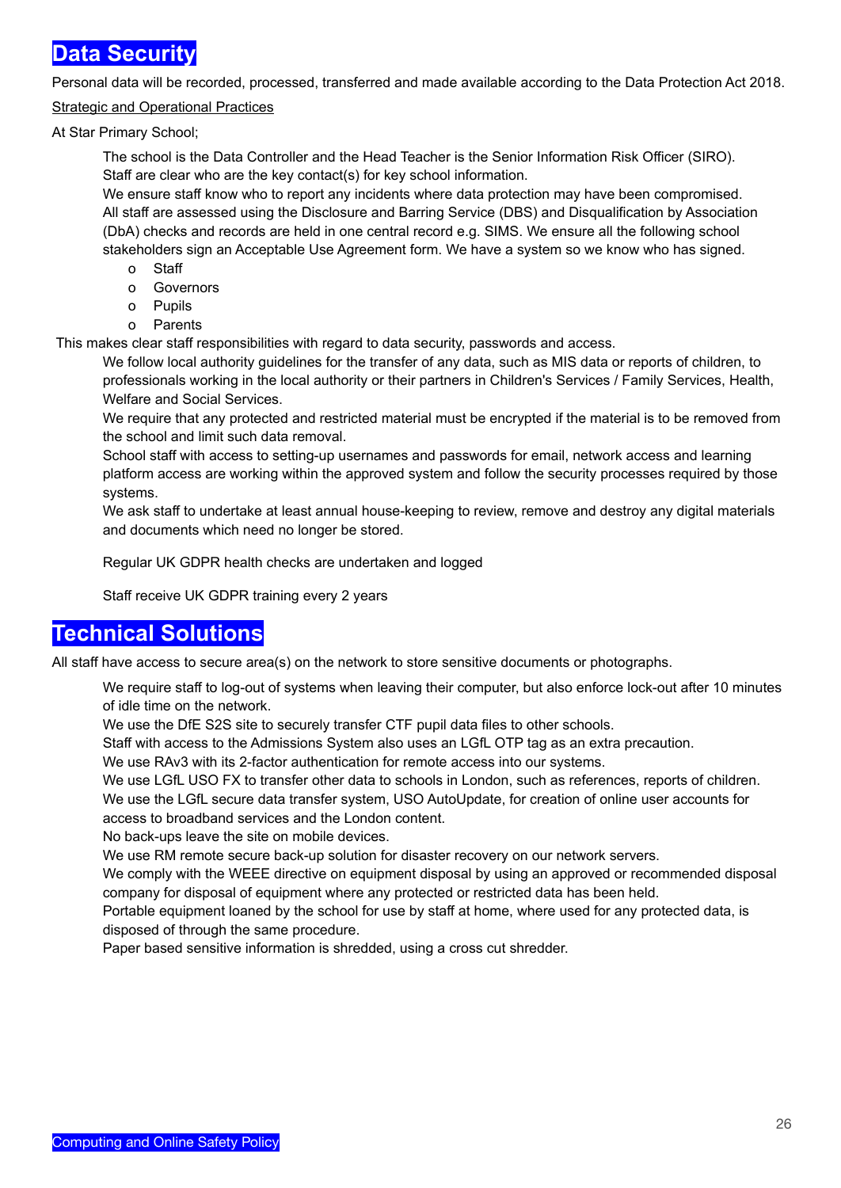# Data Security

Personal data will be recorded, processed, transferred and made available according to the Data Protection Act 2018.

Strategic and Operational Practices

At Star Primary School;

The school is the Data Controller and the Head Teacher is the Senior Information Risk Officer (SIRO).
Staff are clear who are the key contact(s) for key school information.
We ensure staff know who to report any incidents where data protection may have been compromised.
All staff are assessed using the Disclosure and Barring Service (DBS) and Disqualification by Association (DbA) checks and records are held in one central record e.g. SIMS. We ensure all the following school stakeholders sign an Acceptable Use Agreement form. We have a system so we know who has signed.

- Staff
- Governors
- Pupils
- Parents

This makes clear staff responsibilities with regard to data security, passwords and access.

We follow local authority guidelines for the transfer of any data, such as MIS data or reports of children, to professionals working in the local authority or their partners in Children's Services / Family Services, Health, Welfare and Social Services.

We require that any protected and restricted material must be encrypted if the material is to be removed from the school and limit such data removal.

School staff with access to setting-up usernames and passwords for email, network access and learning platform access are working within the approved system and follow the security processes required by those systems.

We ask staff to undertake at least annual house-keeping to review, remove and destroy any digital materials and documents which need no longer be stored.

Regular UK GDPR health checks are undertaken and logged

Staff receive UK GDPR training every 2 years

# Technical Solutions

All staff have access to secure area(s) on the network to store sensitive documents or photographs.

We require staff to log-out of systems when leaving their computer, but also enforce lock-out after 10 minutes of idle time on the network.
We use the DfE S2S site to securely transfer CTF pupil data files to other schools.
Staff with access to the Admissions System also uses an LGfL OTP tag as an extra precaution.
We use RAv3 with its 2-factor authentication for remote access into our systems.
We use LGfL USO FX to transfer other data to schools in London, such as references, reports of children.
We use the LGfL secure data transfer system, USO AutoUpdate, for creation of online user accounts for access to broadband services and the London content.
No back-ups leave the site on mobile devices.
We use RM remote secure back-up solution for disaster recovery on our network servers.
We comply with the WEEE directive on equipment disposal by using an approved or recommended disposal company for disposal of equipment where any protected or restricted data has been held.
Portable equipment loaned by the school for use by staff at home, where used for any protected data, is disposed of through the same procedure.
Paper based sensitive information is shredded, using a cross cut shredder.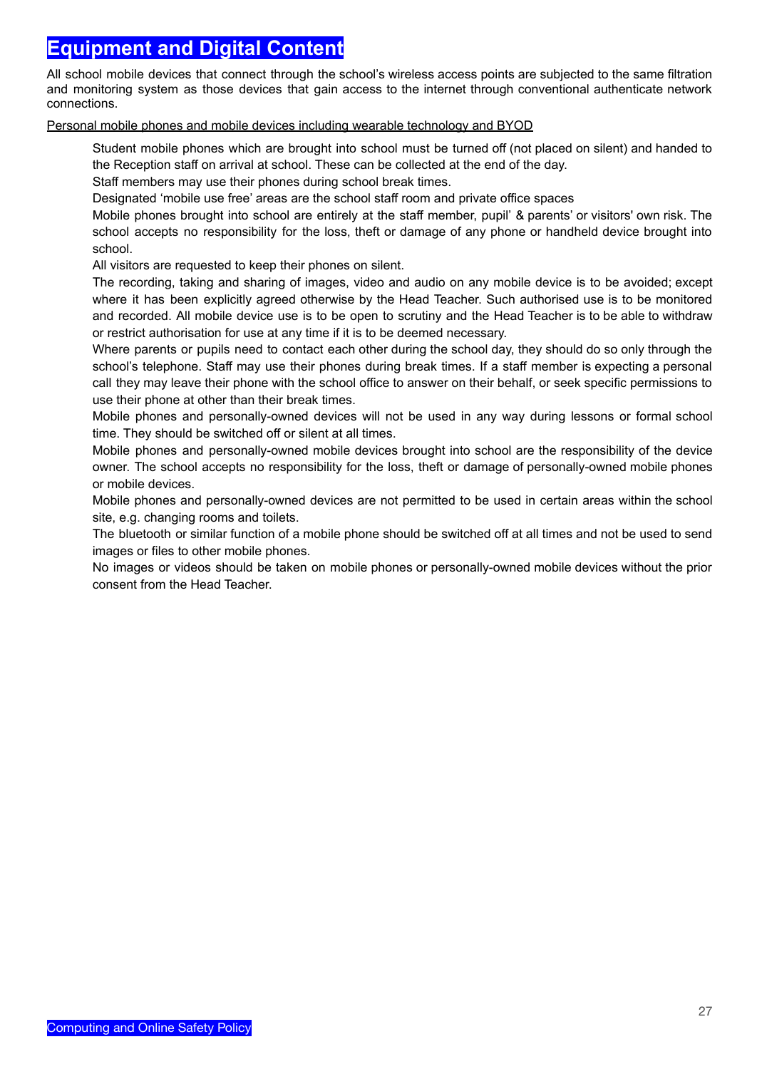# Equipment and Digital Content

All school mobile devices that connect through the school's wireless access points are subjected to the same filtration and monitoring system as those devices that gain access to the internet through conventional authenticate network connections.

Personal mobile phones and mobile devices including wearable technology and BYOD

Student mobile phones which are brought into school must be turned off (not placed on silent) and handed to the Reception staff on arrival at school. These can be collected at the end of the day.

Staff members may use their phones during school break times.

Designated 'mobile use free' areas are the school staff room and private office spaces

Mobile phones brought into school are entirely at the staff member, pupil' & parents' or visitors' own risk. The school accepts no responsibility for the loss, theft or damage of any phone or handheld device brought into school.

All visitors are requested to keep their phones on silent.

The recording, taking and sharing of images, video and audio on any mobile device is to be avoided; except where it has been explicitly agreed otherwise by the Head Teacher. Such authorised use is to be monitored and recorded. All mobile device use is to be open to scrutiny and the Head Teacher is to be able to withdraw or restrict authorisation for use at any time if it is to be deemed necessary.

Where parents or pupils need to contact each other during the school day, they should do so only through the school's telephone. Staff may use their phones during break times. If a staff member is expecting a personal call they may leave their phone with the school office to answer on their behalf, or seek specific permissions to use their phone at other than their break times.

Mobile phones and personally-owned devices will not be used in any way during lessons or formal school time. They should be switched off or silent at all times.

Mobile phones and personally-owned mobile devices brought into school are the responsibility of the device owner. The school accepts no responsibility for the loss, theft or damage of personally-owned mobile phones or mobile devices.

Mobile phones and personally-owned devices are not permitted to be used in certain areas within the school site, e.g. changing rooms and toilets.

The bluetooth or similar function of a mobile phone should be switched off at all times and not be used to send images or files to other mobile phones.

No images or videos should be taken on mobile phones or personally-owned mobile devices without the prior consent from the Head Teacher.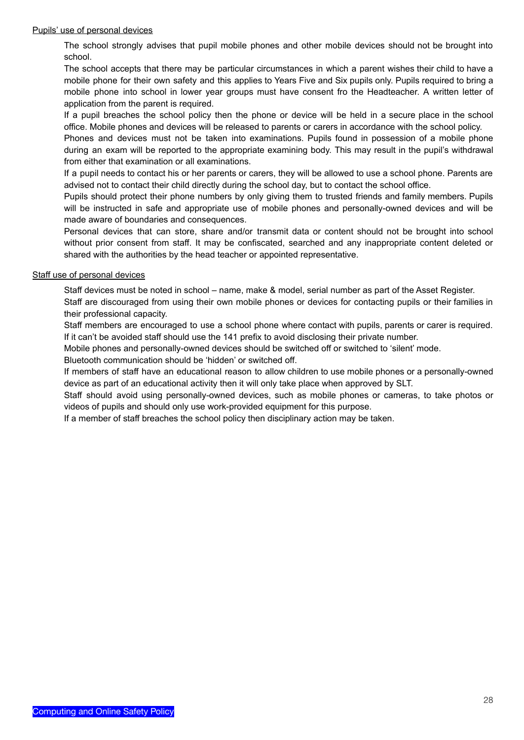<u>Pupils' use of personal devices</u>

The school strongly advises that pupil mobile phones and other mobile devices should not be brought into school.

The school accepts that there may be particular circumstances in which a parent wishes their child to have a mobile phone for their own safety and this applies to Years Five and Six pupils only. Pupils required to bring a mobile phone into school in lower year groups must have consent fro the Headteacher. A written letter of application from the parent is required.

If a pupil breaches the school policy then the phone or device will be held in a secure place in the school office. Mobile phones and devices will be released to parents or carers in accordance with the school policy.

Phones and devices must not be taken into examinations. Pupils found in possession of a mobile phone during an exam will be reported to the appropriate examining body. This may result in the pupil's withdrawal from either that examination or all examinations.

If a pupil needs to contact his or her parents or carers, they will be allowed to use a school phone. Parents are advised not to contact their child directly during the school day, but to contact the school office.

Pupils should protect their phone numbers by only giving them to trusted friends and family members. Pupils will be instructed in safe and appropriate use of mobile phones and personally-owned devices and will be made aware of boundaries and consequences.

Personal devices that can store, share and/or transmit data or content should not be brought into school without prior consent from staff. It may be confiscated, searched and any inappropriate content deleted or shared with the authorities by the head teacher or appointed representative.

<u>Staff use of personal devices</u>

Staff devices must be noted in school – name, make & model, serial number as part of the Asset Register.

Staff are discouraged from using their own mobile phones or devices for contacting pupils or their families in their professional capacity.

Staff members are encouraged to use a school phone where contact with pupils, parents or carer is required. If it can't be avoided staff should use the 141 prefix to avoid disclosing their private number.

Mobile phones and personally-owned devices should be switched off or switched to 'silent' mode.

Bluetooth communication should be 'hidden' or switched off.

If members of staff have an educational reason to allow children to use mobile phones or a personally-owned device as part of an educational activity then it will only take place when approved by SLT.

Staff should avoid using personally-owned devices, such as mobile phones or cameras, to take photos or videos of pupils and should only use work-provided equipment for this purpose.

If a member of staff breaches the school policy then disciplinary action may be taken.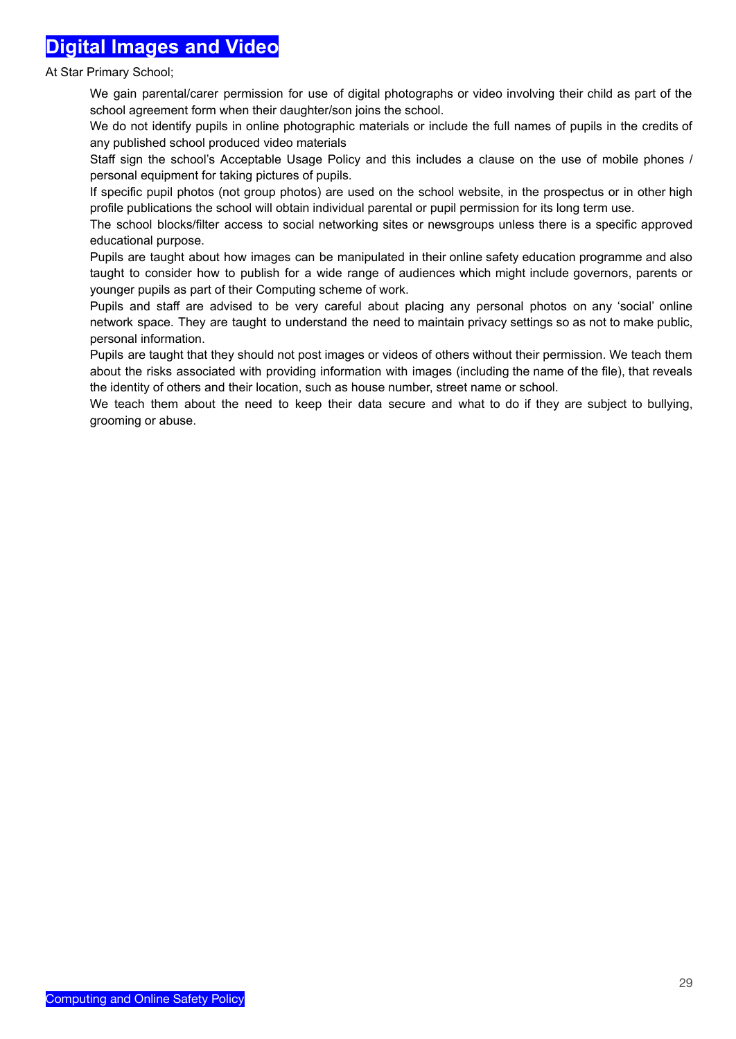# Digital Images and Video

At Star Primary School;

- We gain parental/carer permission for use of digital photographs or video involving their child as part of the school agreement form when their daughter/son joins the school.
- We do not identify pupils in online photographic materials or include the full names of pupils in the credits of any published school produced video materials
- Staff sign the school's Acceptable Usage Policy and this includes a clause on the use of mobile phones / personal equipment for taking pictures of pupils.
- If specific pupil photos (not group photos) are used on the school website, in the prospectus or in other high profile publications the school will obtain individual parental or pupil permission for its long term use.
- The school blocks/filter access to social networking sites or newsgroups unless there is a specific approved educational purpose.
- Pupils are taught about how images can be manipulated in their online safety education programme and also taught to consider how to publish for a wide range of audiences which might include governors, parents or younger pupils as part of their Computing scheme of work.
- Pupils and staff are advised to be very careful about placing any personal photos on any 'social' online network space. They are taught to understand the need to maintain privacy settings so as not to make public, personal information.
- Pupils are taught that they should not post images or videos of others without their permission. We teach them about the risks associated with providing information with images (including the name of the file), that reveals the identity of others and their location, such as house number, street name or school.
- We teach them about the need to keep their data secure and what to do if they are subject to bullying, grooming or abuse.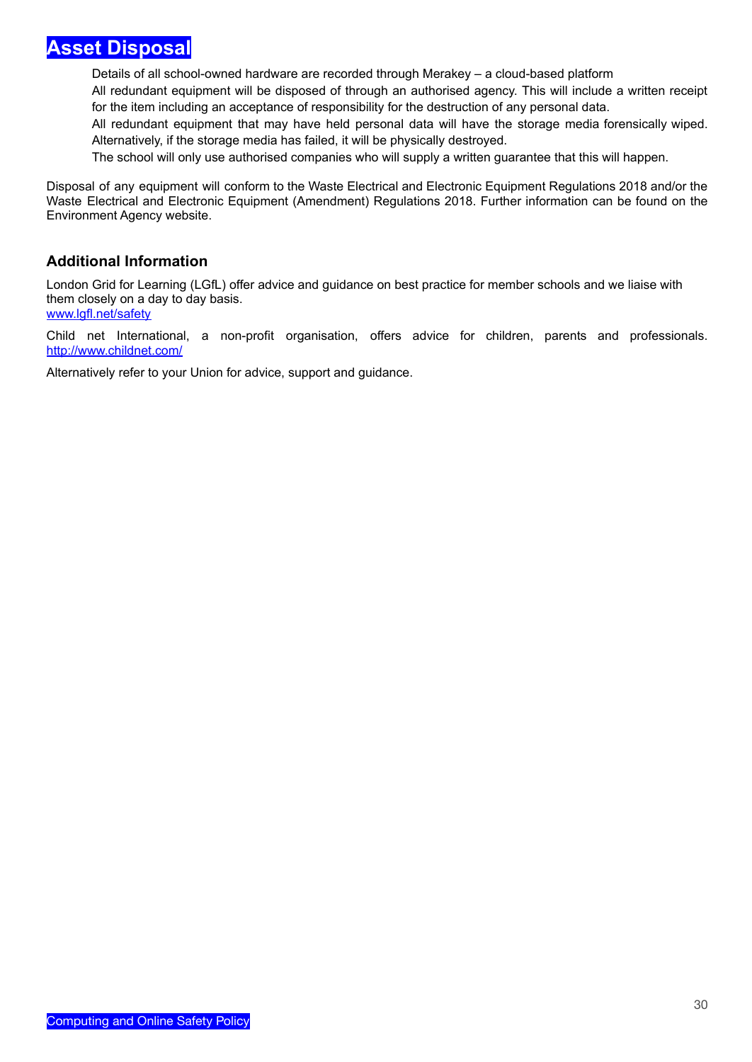# Asset Disposal

Details of all school-owned hardware are recorded through Merakey – a cloud-based platform

All redundant equipment will be disposed of through an authorised agency. This will include a written receipt for the item including an acceptance of responsibility for the destruction of any personal data.

All redundant equipment that may have held personal data will have the storage media forensically wiped. Alternatively, if the storage media has failed, it will be physically destroyed.

The school will only use authorised companies who will supply a written guarantee that this will happen.

Disposal of any equipment will conform to the Waste Electrical and Electronic Equipment Regulations 2018 and/or the Waste Electrical and Electronic Equipment (Amendment) Regulations 2018. Further information can be found on the Environment Agency website.

### Additional Information

London Grid for Learning (LGfL) offer advice and guidance on best practice for member schools and we liaise with them closely on a day to day basis.
www.lgfl.net/safety

Child net International, a non-profit organisation, offers advice for children, parents and professionals. http://www.childnet.com/

Alternatively refer to your Union for advice, support and guidance.